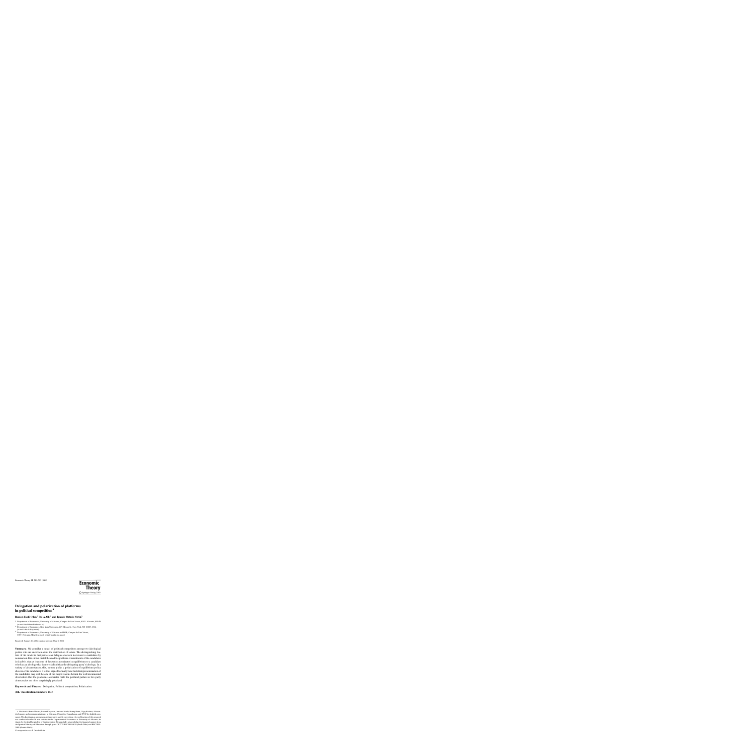# Delegation and polarization of platforms in political competition*

**Ramon Faulí-Oller,[1] Efe A. Ok,[2] and Ignacio Ortuño-Ortín[3]**

[1] Department of Economics, University of Alicante, Campus de Sant Vicent, 03071 Alicante, SPAIN (e-mail: fauli@merlin.fae.ua.es)

[2] Department of Economics, New York University, 269 Mercer St., New York, NY 10003, USA (e-mail: efe.ok@nyu.edu)

[3] Department of Economics, University of Alicante and IVIE, Campus de Sant Vicent, 03071 Alicante, SPAIN (e-mail: ortin@merlin.fae.ua.es)

Received: January 10, 2002; revised version: May 8, 2002

**Summary.** We consider a model of political competition among two ideological parties who are uncertain about the distribution of voters. The distinguishing feature of the model is that parties can delegate electoral decisions to candidates by nomination. It is shown that if the credible platform commitments of the candidates is feasible, then at least one of the parties nominates in equilibrium to a candidate who has an ideology that is more radical than the delegating party's ideology. In a variety of circumstances, this, in turn, yields a polarization of equilibrium policy choices of the candidates. It is thus argued formally here that strategic nomination of the candidates may well be one of the major reasons behind the well documented observation that the platforms associated with the political parties in two-party democracies are often surprisingly polarized.

**Keywords and Phrases:** Delegation, Political competition, Polarization.

**JEL Classification Numbers:** D72.

---

* We thank Alberto Alesina, Levent Koçkesen, Antonio Merlo, Benny Rafie, Vijay Krishna, Alessandro Lizzeri, and seminar participants at Alicante, Columbia, Copenhagen, and NYU for helpful comments. We also thank an anonymous referee for its useful suggestions. A good fraction of this research was conducted while Ok was a visitor in the Department of Economics at University of Alicante; he thanks for the kind hospitality of this institution. We gratefully acknowledge the financial support from the Spanish Ministry of Education through grants CICYT BEC2001-0535 (Faulí-Oller) and BEC2001-0980 (Ortuño-Ortín).

*Correspondence to:* I. Ortuño-Ortín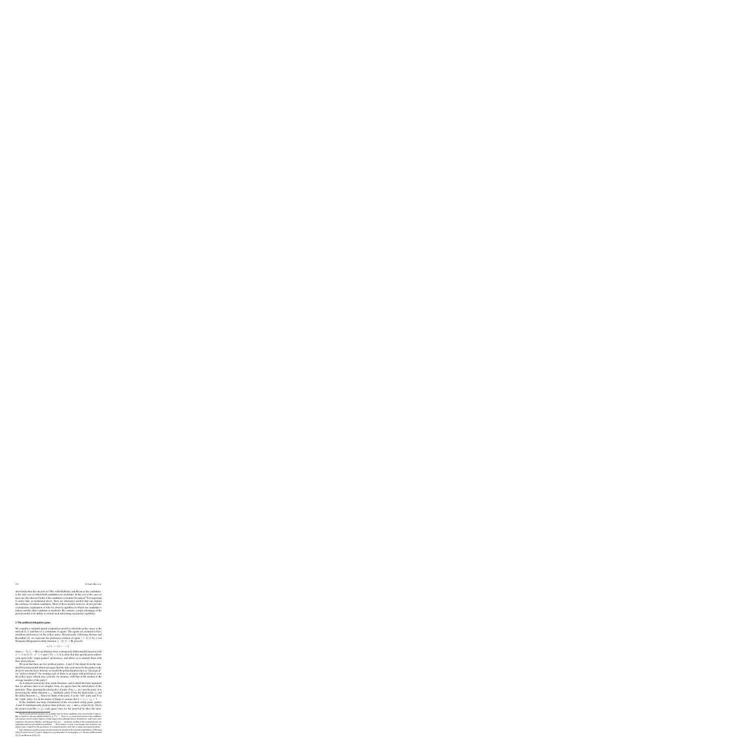ation band, then the election in 1900, with McKinley and Bryan as the candidates, is the only case in which both candidates are moderate. In the rest of the cases at least one (but often not both) of the candidates is found to be radical.[4] It is important to notice that, as mentioned above, there are alternative models that can explain the existence of radical candidates. Most of these models, however, do not provide a satisfactory explanation of why we observe equilibria in which one candidate is radical and the other candidate is moderate. By contrast, a major advantage of the present model is its ability to sustain such interesting asymmetric equilibria.

## 2 The political delegation game

We consider a standard spatial competition model in which the policy space is the interval $[0, 1]$ and there is a continuum of agents. The agents are assumed to have euclidean preferences on the policy space. Put precisely, following Alesina and Rosenthal [2], we represent the preference relation of agent $i \in [0, 1]$ by a von Neumann-Morgenstern utility function $u_i : [0, 1] \to \mathbb{R}$, given by

$$u_i(z) := u(|z - i|),$$

where $u : [0, 1] \to \mathbb{R}$ is an arbitrary twice continuously differentiable function with $u' < 0$ on $(0, 1]$, $u'' < 0$ and $u'(0) = 0$. It is clear that this specification endows each agent with "single-peaked" preferences, and allows us to identify them with their ideal policies.

We posit that there are two political parties, $A$ and $B$, but depart from the standard Downsian model which envisages that the only motivation for the parties is the desire to win elections. Instead, we model the political parties here as "ideological" (or "policy-oriented") by treating each of them as an agent with preferences over the policy space (which may coincide, for instance, with that of the median or the average member of the party).[5]

As is almost exclusively done in the literature, and to distill the basic argument that we advance here to its simplest form, we ignore here the initial phase of the primaries. Thus, denoting the ideal policy of party $A$ by $c_A$, we view the party $A$ as possessing the utility function $u_{c_A}$. Similarly, party $B$ has the ideal point $c_B$ and the utility function $u_{c_B}$. Since we think of the party $A$ as the "left" party and $B$ as the "right" party, it is in the nature of things to assume that $0 < c_A < c_B < 1$.

In the standard one-stage formulation of the associated voting game, parties $A$ and $B$ simultaneously propose their policies, say, $x$ and $y$, respectively. Given the proposal profile $(x, y)$, each agent votes for the proposal he likes the most.

[4] The Poole-Rosenthal estimates are available only for those candidates who served in the Congress. But as stated by Alesina and Rosenthal [3, p. 57], "... Even so, a casual observation of the candidates who had not served in the Congress would suggest that although Dewey, Eisenhower, and Carter were moderates, Stevenson, Dukakis, and Reagan were not ... moderate, middle-of-the-road politicians are underrepresented as presidential candidates ... The evidence is clear: even though, once selected, candidates must compete for the presidency in a general election, they fail to adopt convergent positions."

[5] This alternative model is proposed and extensively studied in the seminal contributions of Wittman [24]–[27] and Calvert [7], and is adopted in a good number of recent papers (cf. Alesina and Rosenthal [2], [3] and Roemer [20], [21]).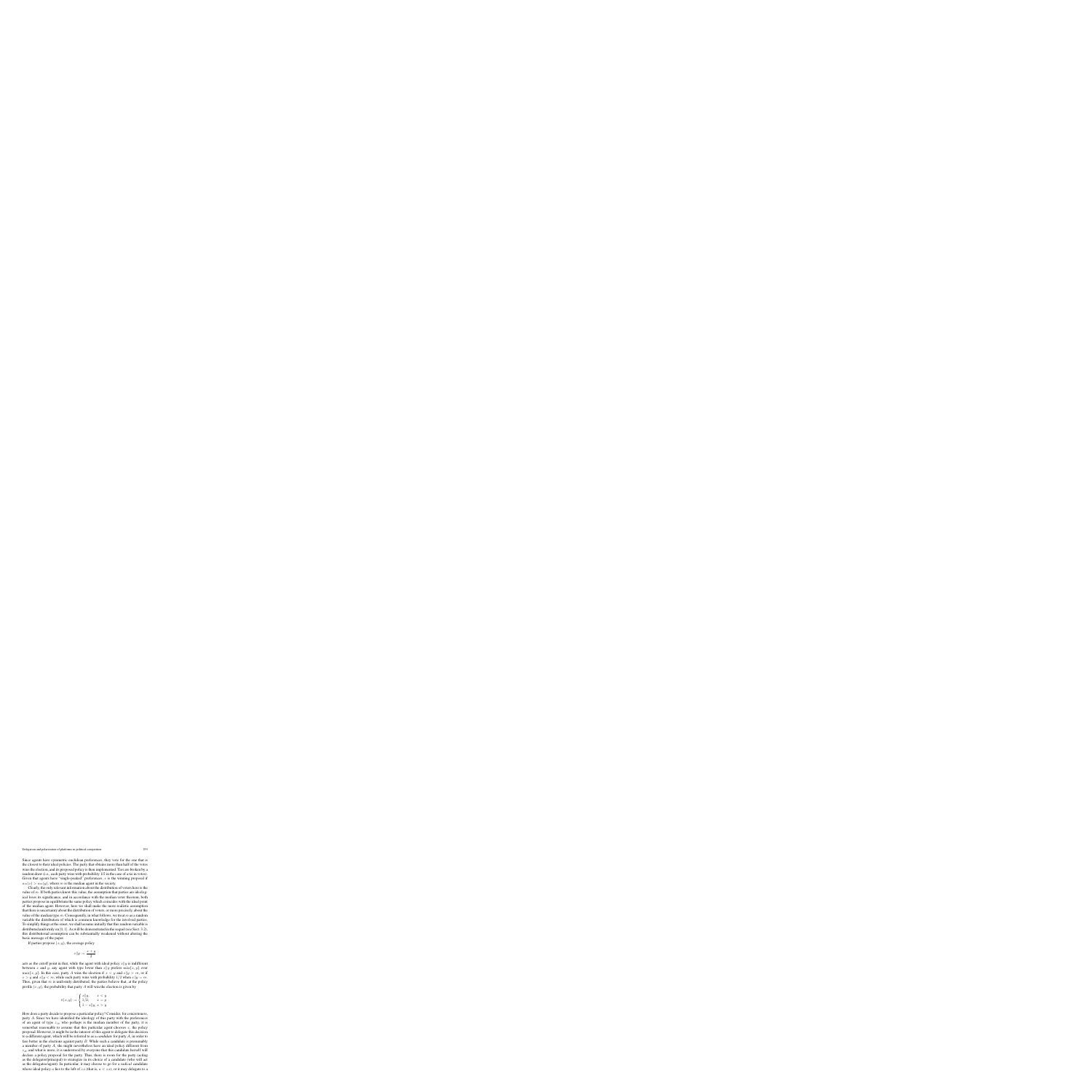Since agents have symmetric euclidean preferences, they vote for the one that is the closest to their ideal policies. The party that obtains more than half of the votes wins the election, and its proposed policy is then implemented. Ties are broken by a random draw (i.e., each party wins with probability 1/2 in the case of a tie in votes). Given that agents have "single-peaked" preferences, $x$ is the winning proposal if $u_m(x) > u_m(y)$, where $m$ is the median agent in the society.

Clearly, the only relevant information about the distribution of voters here is the value of $m$. If both parties know this value, the assumption that parties are ideological loses its significance, and in accordance with the median voter theorem, both parties propose in equilibrium the same policy which coincides with the ideal point of the median agent. However, here we shall make the more realistic assumption that there is uncertainty about the distribution of voters, or more precisely, about the value of the median type $m$. Consequently, in what follows, we treat $m$ as a random variable the distribution of which is common knowledge for the involved parties. To simplify things at the onset, we shall assume initially that this random variable is distributed uniformly on $[0,1]$. As will be demonstrated in the sequel (see Sect. 3.2), this distributional assumption can be substantially weakened without altering the basic message of the paper.

If parties propose $(x, y)$, the average policy

$$x\|y = \frac{x+y}{2}$$

acts as the cutoff point in that, while the agent with ideal policy $x\|y$ is indifferent between $x$ and $y$, any agent with type lower than $x\|y$ prefers $\min\{x,y\}$ over $\max\{x,y\}$. In this case, party $A$ wins the election if $x < y$ and $x\|y > m$, or if $x > y$ and $x\|y < m$, while each party wins with probability $1/2$ when $x\|y = m$. Thus, given that $m$ is uniformly distributed, the parties believe that, at the policy profile $(x, y)$, the probability that party $A$ will win the election is given by

$$\pi(x,y) = \begin{cases} x\|y, & x < y \\ 1/2, & x = y \\ 1 - x\|y, & x > y \end{cases}$$

How does a party decide to propose a particular policy? Consider, for concreteness, party $A$. Since we have identified the ideology of this party with the preferences of an agent of type $x_A$, who perhaps is the median member of the party, it is somewhat reasonable to assume that this particular agent chooses $x$, the policy proposal. However, it might be in the interest of this agent to delegate this decision to a different agent, which will be referred to as a *candidate* for party $A$, in order to fare better in the elections against party $B$. While such a candidate is presumably a member of party $A$, she might nevertheless have an ideal policy different from $x_A$, and what is more, it is understood by everyone that this candidate herself will declare a policy proposal for the party. Thus, there is room for the party (acting as the delegator/principal) to strategize in its choice of a candidate (who will act as the delegatee/agent). In particular, it may choose to go for a *radical* candidate whose ideal policy $a$ lies to the left of $x_A$ (that is, $a < x_A$), or it may delegate to a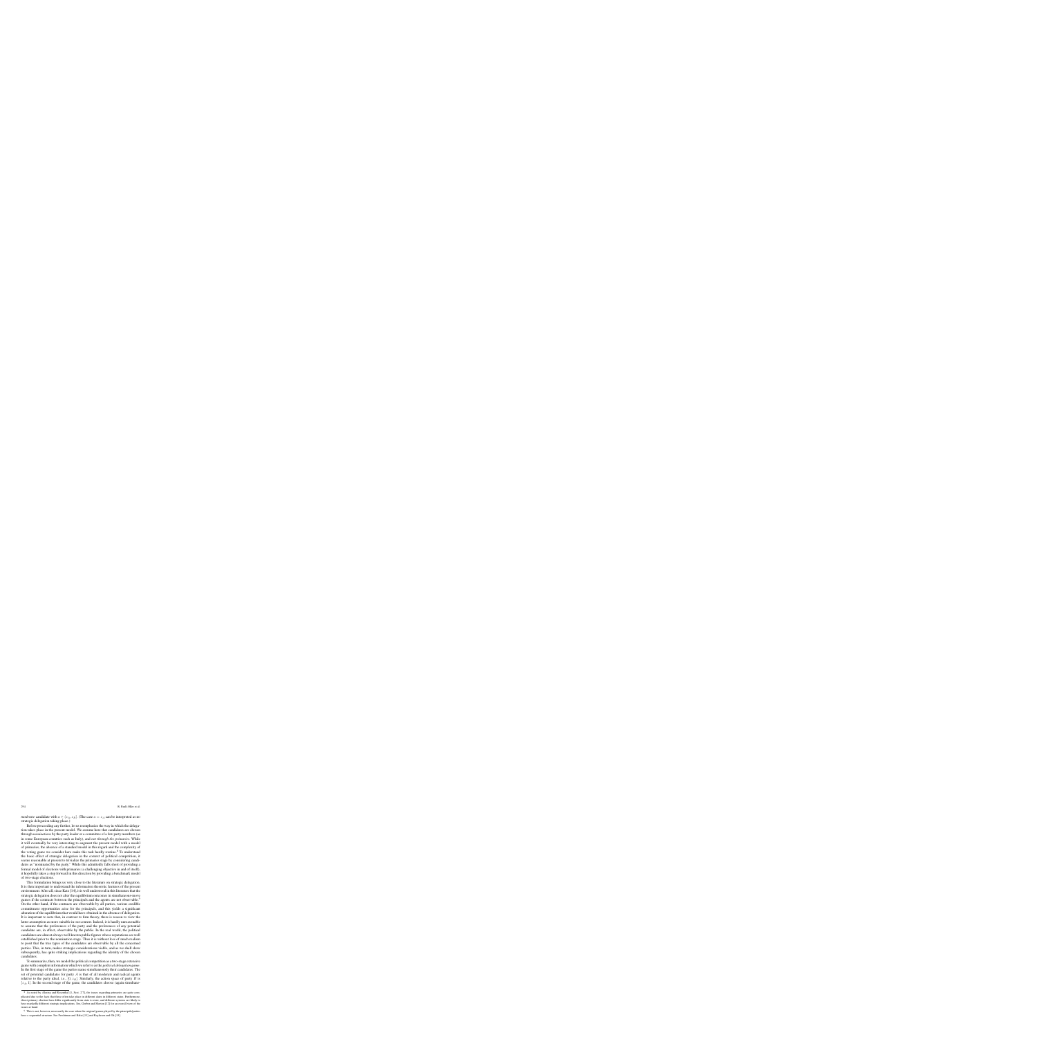*moderate* candidate with $a \in (z_A, z_B]$. (The case $a = z_A$ can be interpreted as no strategic delegation taking place.)

Before proceeding any further, let us reemphasize the way in which the delegation takes place in the present model. We assume here that candidates are chosen through *nominations* by the party leader or a committee of a few party members (as in some European countries such as Italy), and *not through the primaries*. While it will eventually be very interesting to augment the present model with a model of primaries, the absence of a standard model in this regard and the complexity of the voting game we consider here make this task hardly routine.[4] To understand the basic effect of strategic delegation in the context of political competition, it seems reasonable at present to trivialize the primaries stage by considering candidates as "nominated by the party." While this admittedly falls short of providing a formal model of elections with primaries (a challenging objective in and of itself), it hopefully takes a step forward in this direction by providing a benchmark model of two-stage elections.

This formulation brings us very close to the literature on strategic delegation. It is then important to understand the information theoretic features of the present environment. After all, since Katz [14], it is well understood in this literature that the strategic delegation does not alter the equilibrium outcomes in simultaneous-move games if the contracts between the principals and the agents are not observable.[5] On the other hand, if the contracts are observable by all parties, various credible commitment opportunities arise for the principals, and this yields a significant alteration of the equilibrium that would have obtained in the absence of delegation. It is important to note that, in contrast to firm theory, there is reason to view the latter assumption as more suitable in our context. Indeed, it is hardly unreasonable to assume that the preferences of the party and the preferences of any potential candidate are, in effect, observable by the public. In the real world, the political candidates are almost always well-known public figures whose reputations are well established prior to the nomination stage. Thus it is without loss of much realism to posit that the true types of the candidates are observable by all the concerned parties. This, in turn, makes strategic considerations viable, and as we shall show subsequently, has quite striking implications regarding the identity of the chosen candidates.

To summarize, then, we model the political competition as a two-stage extensive game with complete information which we refer to as the *political delegation game*. In the first stage of the game the parties name simultaneously their candidates. The set of potential candidates for party $A$ is that of all moderate and radical agents relative to the party ideal, i.e., $[0, z_B]$. Similarly, the action space of party $B$ is $[z_A, 1]$. In the second stage of the game, the candidates choose (again simultane-

---

[4] As noted by Alesina and Rosenthal [3, Sect. 2.7], the issues regarding primaries are quite complicated due to the facts that these often take place at different dates in different states. Furthermore, direct primary election laws differ significantly from state to state, and different systems are likely to have markedly different strategic implications. See, Gerber and Morton [12] for an overall view of the issues at hand.

[5] This is not, however, necessarily the case when the original games played by the principals/parties have a sequential structure. See Fershtman and Kalai [11] and Koçkesen and Ok [15].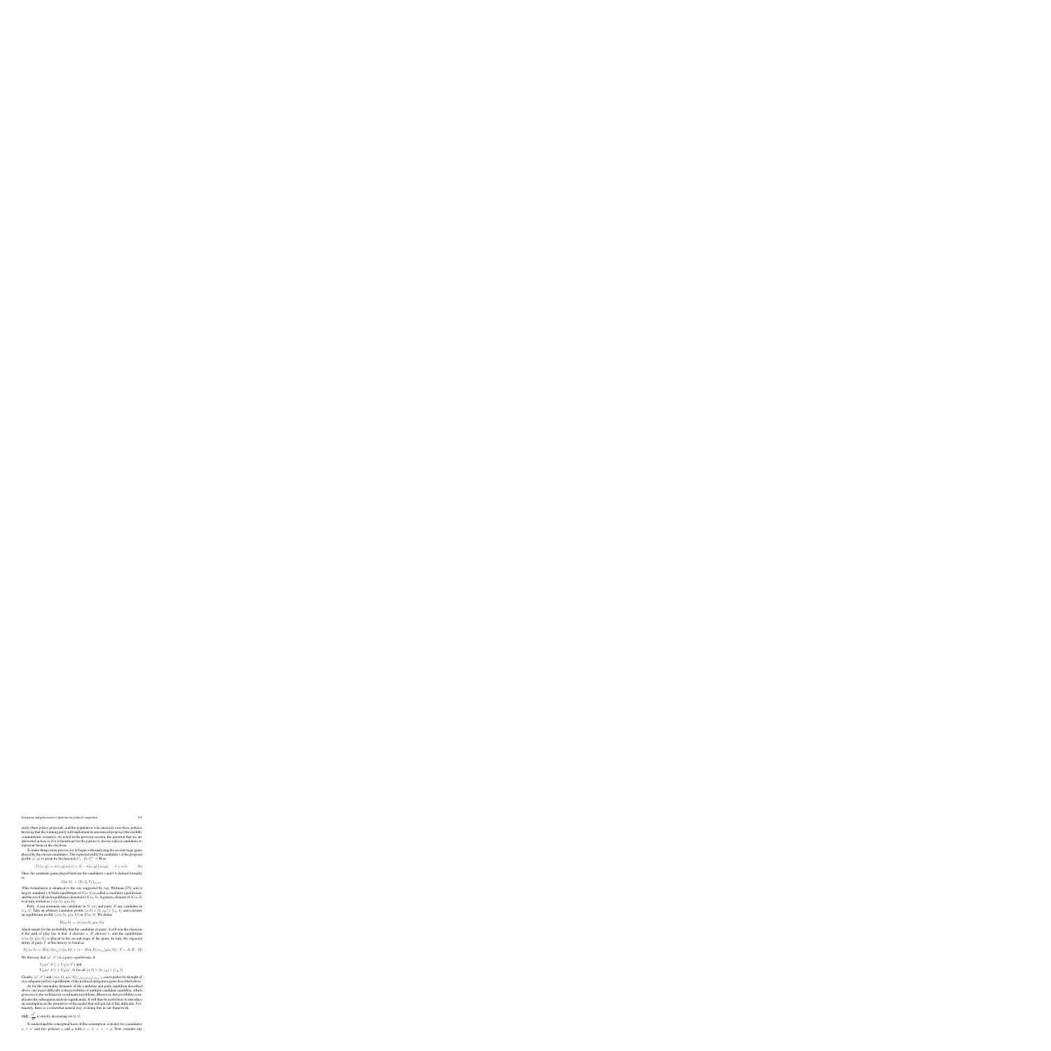sively) their policy proposals, and the population vote sincerely over these policies knowing that the winning party will implement its announced proposal (the credible commitments scenario). As noted in the previous section, the question that we are interested in here is if it is beneficial for the parties to choose radical candidates to represent them in the elections.

To make things more precise, let us begin with analyzing the second-stage game played by the chosen candidates. The expected utility for candidate $t$ at the proposal profile $(x, y)$ is given by the function $U_t : [0, 1]^2 \to \mathbb{R}$ as

$$U_t(x, y) := \pi(x, y)\, u_t(x) + (1 - \pi(x, y))\, u_t(y), \qquad t = a, b. \tag{1}$$

Thus, the candidate game played between the candidates $a$ and $b$ is defined formally as

$$G(a, b) := [[0, 1], U_t]_{t=a,b}.$$

(This formulation is identical to the one suggested by, say, Wittman [25], and is largely standard.) A Nash equilibrium of $G(a, b)$ is called a *candidate equilibrium*, and the set of all such equilibria is denoted as $N(a, b)$. A generic element of $N(a, b)$ is in turn written as $(x(a, b), y(a, b))$.

Party $A$ can nominate any candidate in $[0, z_A]$ and party $B$ any candidate in $[z_B, 1]$. Take an arbitrary candidate profile $(a, b) \in [0, z_A] \times [z_B, 1]$, and consider an equilibrium profile $(x(a, b), y(a, b))$ in $N(a, b)$. We define

$$\Pi(a, b) := \pi(x(a, b), y(a, b))$$

which stands for the probability that the candidate of party $A$ will win the elections if the path of play has it that $A$ chooses $a$, $B$ chooses $b$, and the equilibrium $(x(a, b), y(a, b))$ is played in the second stage of the game. In turn, the expected utility of party $T$ at this history is found as

$$V_T(a, b) := \Pi(a, b)\, u_{z_T}(x(a, b)) + (1 - \Pi(a, b))\, u_{z_T}(y(a, b)), \quad T = A, B. \tag{2}$$

We then say that $(a^*, b^*)$ is a *party equilibrium*, if

$$V_A(a^*, b^*) \geq V_A(a, b^*) \text{ and}$$
$$V_B(a^*, b^*) \geq V_B(a^*, b) \text{ for all } (a, b) \in [0, z_A] \times [z_B, 1].$$

Clearly, $(a^*, b^*)$ and $(x(a, b), y(a, b))_{(a,b) \in [0,z_A] \times [z_B, 1]}$ can together be thought of as a subgame perfect equilibrium of the political delegation game described above.

As for the rationality demands of the candidate and party equilibria described above, one major difficulty is the possibility of multiple candidate equilibria, which gives rise to the well known coordination problems. Moreover, this possibility complicates the subsequent analysis significantly. It will thus be useful here to introduce an assumption on the primitives of the model that will get rid of this difficulty. Fortunately, there is a somewhat natural way of doing this in our framework.

**[A1]** $\dfrac{v''}{v'}$ is strictly decreasing on $[0, 1]$.

To understand the conceptual basis of this assumption, consider two candidates $a < a'$ and two policies $x$ and $y$ with $a < a' < x < y$. Now consider any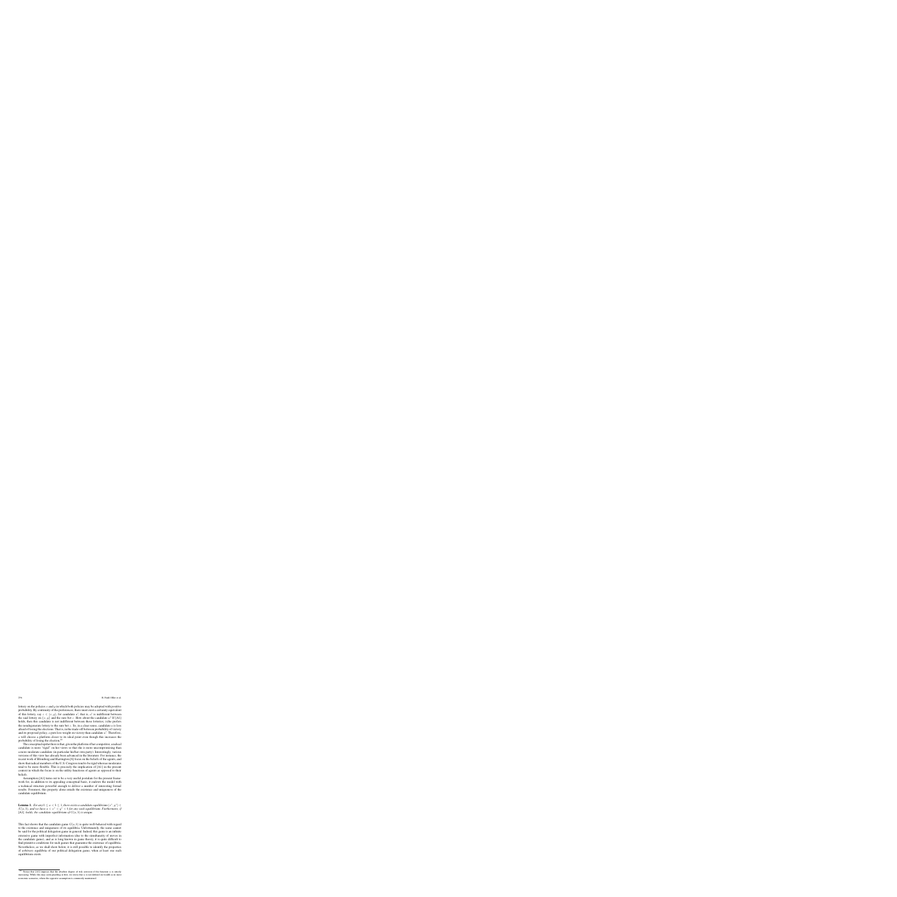lottery on the policies $x$ and $y$ in which both policies may be adopted with positive probability. By continuity of the preferences, there must exist a certainty equivalent of this lottery, say $z \in (x, y)$, for candidate $a'$, that is, $a'$ is indifferent between the said lottery on $\{x, y\}$ and the sure bet $z$. How about the candidate $a$? If [A1] holds, then this candidate is not indifferent between these lotteries; s/he prefers the nondegenerate lottery to the sure bet $z$. So, in a clear sense, candidate $a$ is less afraid of losing the elections. That is, in the trade-off between probability of victory and its proposed policy, $a$ puts less weight on victory than candidate $a'$. Therefore, $a$ will choose a platform closer to its ideal point even though this increases the probability of losing the election.[10]

The conceptual upshot here is that, given the platform of her competitor, a radical candidate is more "rigid" on her views so that she is more uncompromising than a more moderate candidate (in particular his/her own party). Interestingly, various versions of this view has already been advanced in the literature. For instance, the recent work of Blomberg and Harrington [6] focus on the beliefs of the agents, and show that radical members of the U.S. Congress tend to be rigid whereas moderates tend to be more flexible. This is precisely the implication of [A1] in the present context in which the focus is on the utility functions of agents as opposed to their beliefs.

Assumption [A1] turns out to be a very useful postulate for the present framework for, in addition to its appealing conceptual basis, it endows the model with a technical structure powerful enough to deliver a number of interesting formal results. Foremost, this property alone entails the existence and uniqueness of the candidate equilibrium:

**Lemma 1.** *For any $0 \leq a < b \leq 1$, there exists a candidate equilibrium $(x^*, y^*) \in N(a, b)$, and we have $a < x^* < y^* < b$ for any such equilibrium. Furthermore, if [A1] holds, the candidate equilibrium of $G(a, b)$ is unique.*

This fact shows that the candidate game $G(a, b)$ is quite well-behaved with regard to the existence and uniqueness of its equilibria. Unfortunately, the same cannot be said for the political delegation game in general. Indeed, this game is an infinite extensive game with imperfect information (due to the simultaneity of moves in the candidate game), and as is long known in game theory, it is quite difficult to find primitive conditions for such games that guarantee the existence of equilibria. Nevertheless, as we shall show below, it is still possible to identify the properties of *arbitrary* equilibria of our political delegation game, when at least one such equilibrium exists.

[10] Notice that [A1] imposes that the absolute degree of risk aversion of the function $u$ is strictly increasing. While this may seem puzzling at first, we stress that $u$ is not defined on wealth as in most economic scenarios, where the opposite assumption is commonly maintained.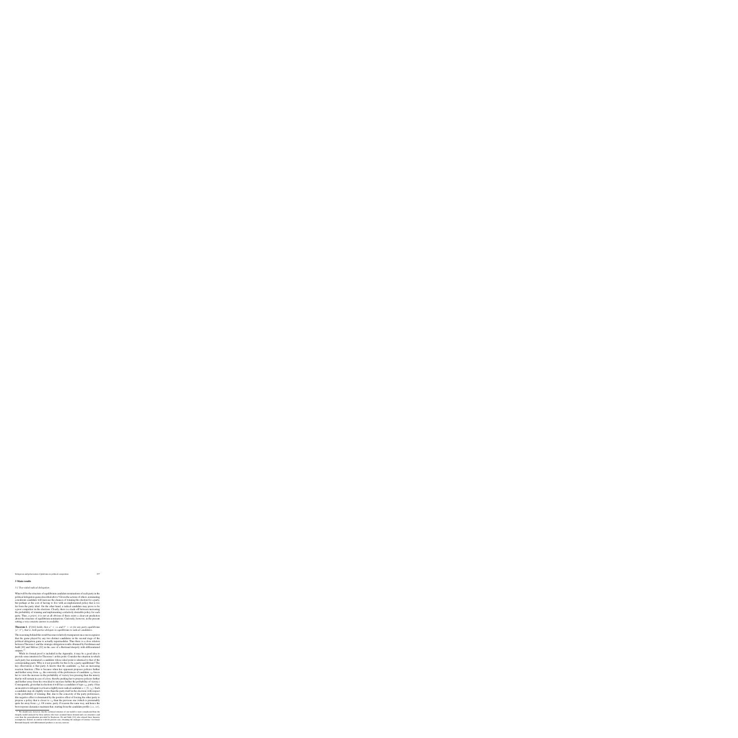## 3 Main results

### 3.1 Two-sided radical delegation

What will be the structure of equilibrium candidate nominations of each party in the political delegation game described above? Given the actions of others, nominating a moderate candidate will increase the chances of winning the election for a party, but perhaps at the cost of having to live with an implemented policy that is too far from the party ideal. On the other hand, a radical candidate may prove to be a poor competitor in the elections. Clearly, there is a trade-off between increasing the probability of winning and implementing a relatively desirable policy for each party. Thus, *a priori*, it is not at all obvious if there exists a clear-cut prediction about the structure of equilibrium nominations. Curiously, however, in the present setting a very concrete answer is available:

**Theorem 1.** *If [A1] holds, then $a^* < z_A$ and $b^* > z_B$ for any party equilibrium $(a^*, b^*)$; that is, both parties delegate in equilibrium to radical candidates.*

The reasoning behind this result becomes relatively transparent once one recognizes that the game played by any two distinct candidates in the second stage of the political delegation game is actually supermodular. Thus there is a close relation between Theorem 1 and the strategic delegation results obtained by Fershtman and Judd [10] and Sklivas [22] in the case of a Bertrand duopoly with differentiated outputs.[11]

While its formal proof is included in the Appendix, it may be a good idea to provide some intuition for Theorem 1 at this point. Consider the situation in which each party has nominated a candidate whose ideal point is identical to that of the corresponding party. Why is it not possible for this to be a party equilibrium? The key observation is that party A knows that the candidate $z_B$ has an increasing reaction function. (This is because when her opponent proposes policies further and further away from $z_B$, the convexity of the preferences of candidate $z_B$ forces her to view the increase in the probability of victory less pressing than the misery that he will sustain in case of a loss, thereby pushing her to propose policies further and further away from her own ideal to increase further the probability of victory.) Consequently, given that in elections it will face a candidate of type $z_B$, party A has an incentive to delegate to at least a slightly more radical candidate $a \in [0, z_A)$. Such a candidate may do slightly worse than the party itself in the elections with respect to the probability of winning. But, due to the concavity of the party preferences, this negative effect is dominated by the positive effect of forcing the other party to propose a policy that is closer to $z_A$ than the previous one (which is presumably quite far away from $z_A$). Of course, party B reasons the same way, and hence the best response dynamics maintain that, starting from the candidate profile $(z_A, z_B)$,

[11] We should note, however, that the technical structure of our model is more complicated than the duopoly model analyzed by these authors who have assumed linear demand and cost structures (and even than the generalization provided by Kopel and Löffler [16] who relaxed these linearity assumptions). Indeed, in contrast with the present case, obtaining the analogue of Lemma 1 for linear Bertrand duopoly with differentiated products is an easy exercise.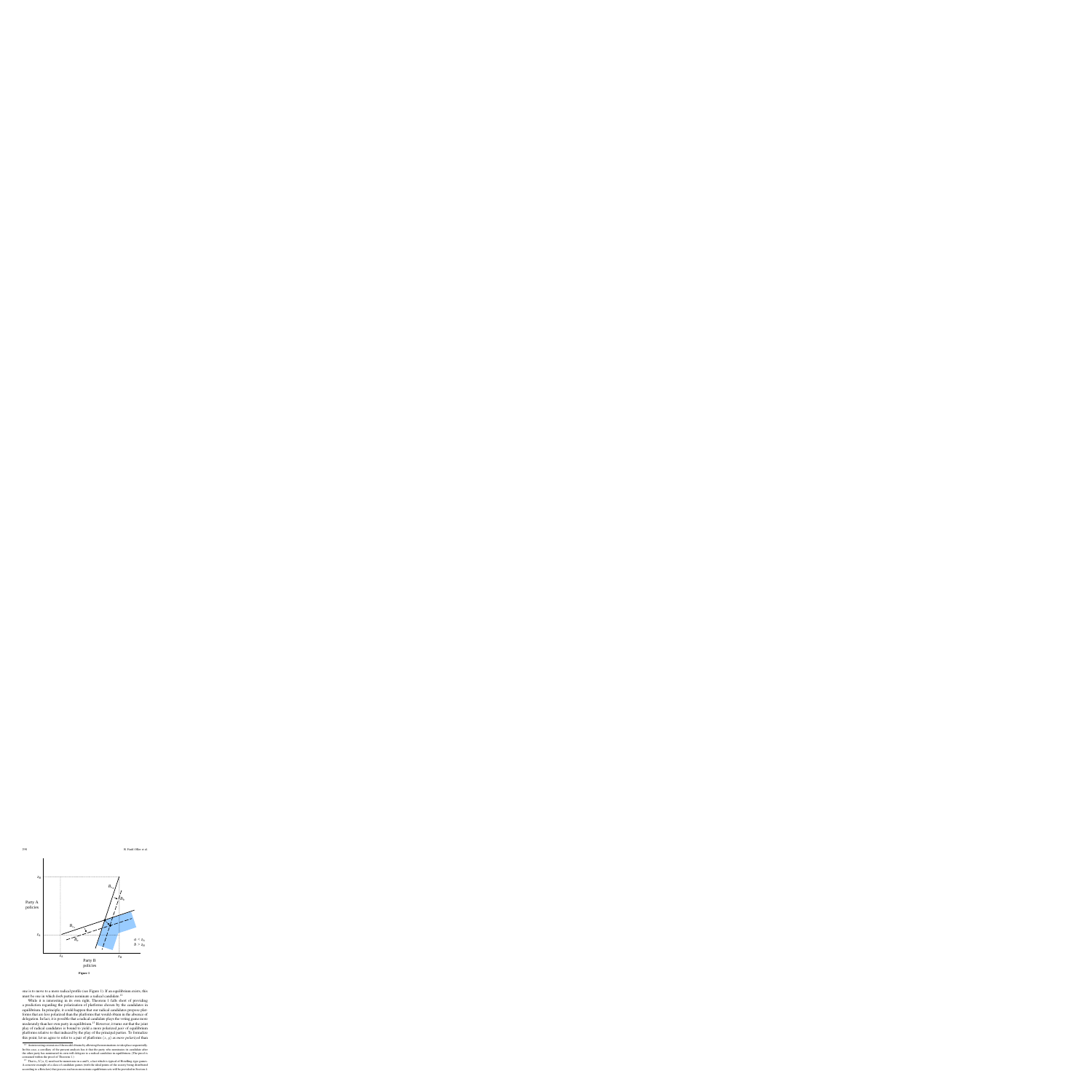Figure 1

one is to move to a more radical profile (see Figure 1). If an equilibrium exists, this must be one in which *both* parties nominate a radical candidate.[12]

While it is interesting in its own right, Theorem 1 falls short of providing a prediction regarding the polarization of platforms chosen by the candidates in equilibrium. In principle, it could happen that our radical candidates *propose* platforms that are less polarized than the platforms that would obtain in the absence of delegation. In fact, it is possible that a radical candidate plays the voting game more moderately than her own party in equilibrium.[13] However, it turns out that the joint play of radical candidates is found to yield a more polarized *pair* of equilibrium platforms relative to that induced by the play of the principal parties. To formalize this point, let us agree to refer to a pair of platforms $(x, y)$ as *more polarized* than

---

[12] An interesting extension of the model obtains by allowing the nominations to take place sequentially. In this case, a corollary of the present analysis has it that the party who nominates its candidate after the other party has nominated its own will delegate to a radical candidate in equilibrium. (The proof is contained within the proof of Theorem 1.)

[13] That is, $\Lambda^*(a, b)$ need not be monotonic in $a$ and $b$, a fact which is typical of Hotelling-type games. A concrete example of a class of candidate games (with the ideal points of the society being distributed according to a Beta law) that possess such non-monotonic equilibrium sets will be provided in Section 4.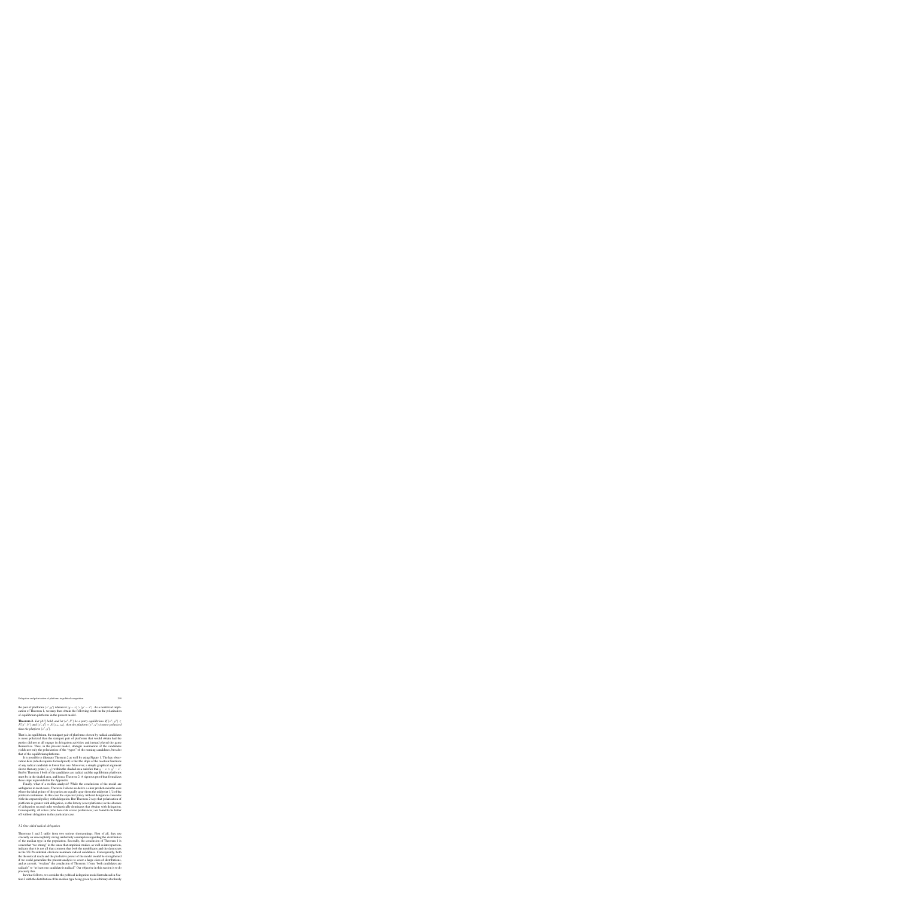the pair of platforms $(x', y')$ whenever $|y - x| > |y' - x'|$. As a nontrivial implication of Theorem 1, we may then obtain the following result on the polarization of equilibrium platforms in the present model.

**Theorem 2.** *Let [A1] hold, and let $(x^*, N^*)$ be a party equilibrium. If $(x^*, y^*) \in N(x^*, N^*)$ and $(x^{\circ}, y^{\circ}) \in N(z_L, z_R)$, then the platform $(x^*, y^*)$ is more polarized than the platform $(x^{\circ}, y^{\circ})$.*

That is, in equilibrium, the (unique) pair of platforms chosen by radical candidates is more polarized than the (unique) pair of platforms that would obtain had the parties did not at all engage in delegation activities and instead played the game themselves. Thus, in the present model, strategic nomination of the candidates yields not only the polarization of the "types" of the running candidates, but also that of the equilibrium platforms.

It is possible to illustrate Theorem 2 as well by using Figure 1. The key observation here (which requires formal proof) is that the slope of the reaction functions of any radical candidate is lower than one. Moreover, a simple graphical argument shows that any point $(x, y)$ within the shaded area satisfies that $y - x > y^{\circ} - x^{\circ}$. But by Theorem 1 both of the candidates are radical and the equilibrium platforms must be in the shaded area, and hence Theorem 2. A rigorous proof that formalizes these steps is provided in the Appendix.

Finally, what of a welfare analysis? While the conclusions of the model are ambiguous in most cases, Theorem 2 allows us derive a clear prediction in the case where the ideal points of the parties are equally apart from the midpoint $1/2$ of the political continuum. In this case the expected policy without delegation coincides with the expected policy with delegation. But Theorem 2 says that polarization of platforms is greater with delegation, so the lottery (over platforms) in the absence of delegation second-order stochastically dominates that obtains with delegation. Consequently, all voters (who have risk averse preferences) are found to be better off without delegation in this particular case.

### 3.2 One-sided radical delegation

Theorems 1 and 2 suffer from two serious shortcomings. First of all, they use crucially an unacceptably strong uniformity assumption regarding the distribution of the median type in the population. Secondly, the conclusion of Theorem 1 is somewhat "too strong" in the sense that empirical studies, as well as introspection, indicate that it is not all that common that *both* the republicans and the democrats in the US Presidential elections nominate radical candidates. Consequently, both the theoretical reach and the predictive power of the model would be strengthened if we could generalize the present analysis to cover a large class of distributions, and as a result, "weaken" the conclusion of Theorem 1 from "both candidates are radicals" to "at least one candidate is radical." Our objective in this section is to do precisely this.

In what follows, we consider the political delegation model introduced in Section 2 with the distribution of the median type being given by an arbitrary absolutely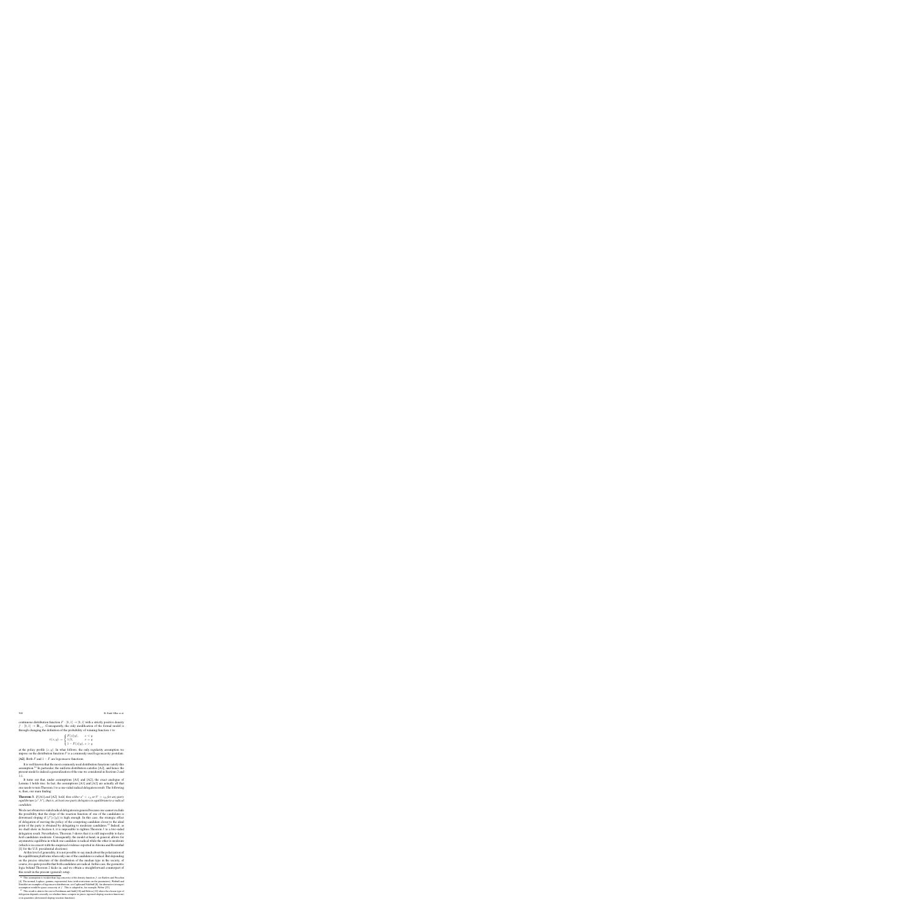continuous distribution function $F : [0, 1] \to [0, 1]$ with a strictly positive density $f : [0, 1] \to \mathbf{R}_{++}$. Consequently, the only modification of the formal model is through changing the definition of the probability of winning function $\pi$ to

$$\pi(x, y) = \begin{cases} F(\bar{x}|y), & x < y \\ 1/2, & x = y \\ 1 - F(\bar{x}|y), & x > y \end{cases}$$

at the policy profile $(x, y)$. In what follows, the only regularity assumption we impose on the distribution function $F$ is a commonly used logconcavity postulate.

**[A2]** Both $F$ and $1 - F$ are logconcave functions.

It is well known that the most commonly used distribution functions satisfy this assumption.[13] In particular, the uniform distribution satisfies [A2], and hence the present model is indeed a generalization of the one we considered in Sections 2 and 3.1.

It turns out that, under assumptions [A1] and [A2], the exact analogue of Lemma 1 holds true. In fact, the assumptions [A1] and [A2] are actually all that one needs to turn Theorem 1 to a one-sided radical delegation result. The following is, then, our main finding.

**Theorem 3.** *If [A1] and [A2] hold, then either $x^* < z_L$ or $Y^* > z_R$ for any party equilibrium $(x^*, Y^*)$; that is, at least one party delegates in equilibrium to a radical candidate.*

We do not obtain two-sided radical delegation in general because one cannot exclude the possibility that the slope of the reaction function of one of the candidates is downward sloping if $|f'(x|y)|$ is high enough. In this case, the strategic effect of delegation of moving the policy of the competing candidate closer to the ideal point of the party is obtained by delegating to moderate candidates.[14] Indeed, as we shall show in Section 4, it is impossible to tighten Theorem 3 to a two-sided delegation result. Nevertheless, Theorem 3 shows that it is still impossible to have *both* candidates moderate. Consequently, the model at hand, in general, allows for asymmetric equilibria in which one candidate is radical while the other is moderate (which is in concert with the empirical evidence reported in Alesina and Rosenthal [1] for the U.S. presidential elections).

At this level of generality, it is not possible to say much about the polarization of the equilibrium platforms when only one of the candidates is radical. But depending on the precise structure of the distribution of the median type in the society, of course, it is quite possible that both candidates are radical. In this case, the geometric logic behind Theorem 2 kicks in, and we obtain a straightforward counterpart of this result in the present (general) setup.

---

[13] This assumption is weaker than log-concavity of the density function $f$; see Bagnoli and Bergstrom [4]. The normal, Laplace, gamma, exponential, beta (with restrictions on the parameters), Weibull and Dirichlet are examples of logconcave distributions (see Caplin and Nalebuff [8]). An alternative (stronger) assumption would be quasi-concavity of $f$. This is adopted in, for example, Weber [27].

[14] This result is akin to the one in Fershtman and Judd [10] and Sklivas [22] where the chosen type of delegation depends crucially on whether firms compete in prices (upward sloping reaction functions) or in quantities (downward sloping reaction functions).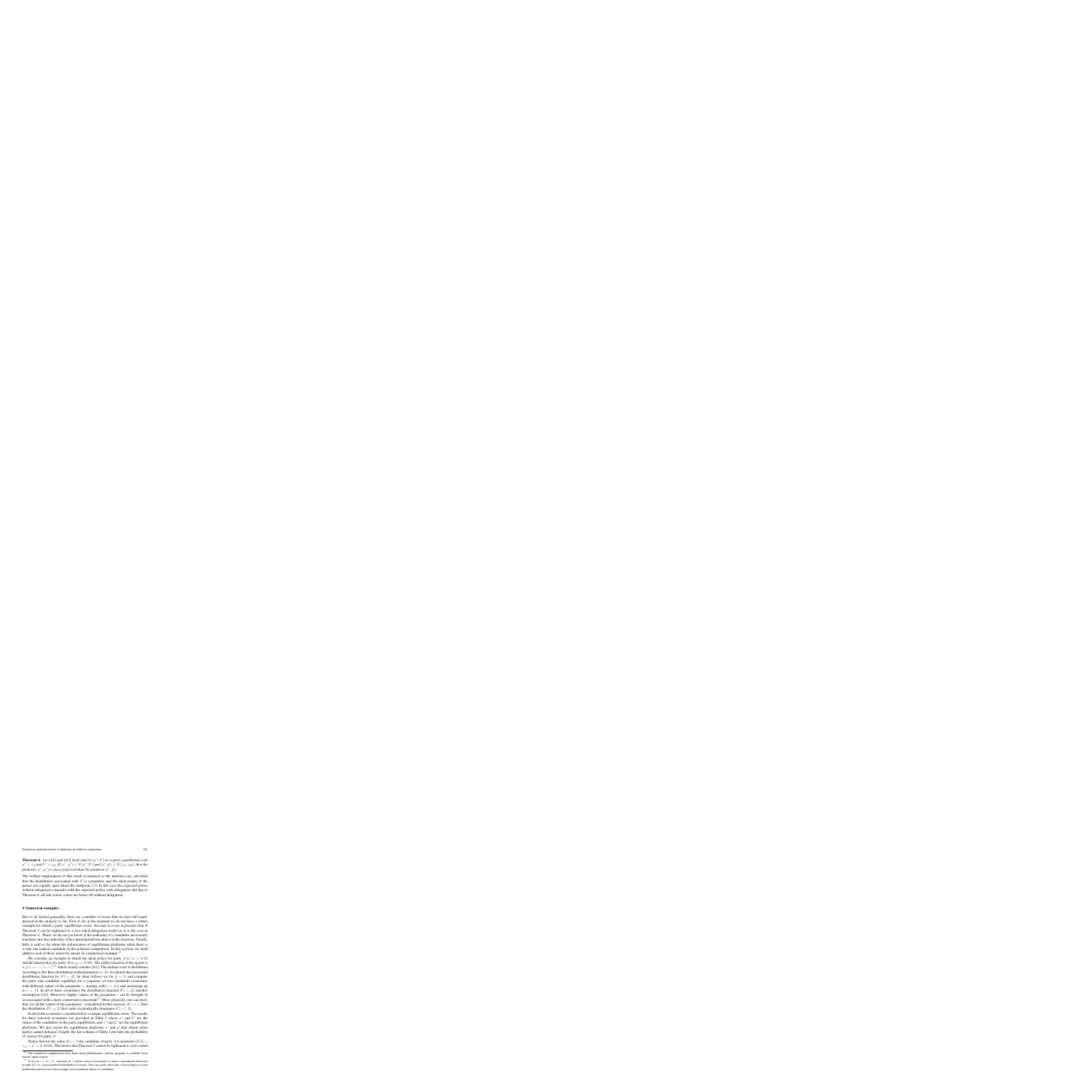**Theorem 6.** *Let* [A1] *and* [A2] *hold, and let* $(a^*, b^*)$ *be a party equilibrium with* $a^* < z_A$ *and* $b^* > z_B$*. If* $(x^*, y^*) \in N(a^*, b^*)$ *and* $(x', y') \in N(z_A, z_B)$*, then the platform* $(x^*, y^*)$ *is more polarized than the platform* $(x', y')$*.*

The welfare implications of this result is identical to the uniform case, provided that the distribution associated with $F$ is symmetric and the ideal points of the parties are equally apart about the midpoint $1/2$. In this case the expected policy without delegation coincides with the expected policy with delegation, but due to Theorem 6, all risk averse voters are better off without delegation.

# 4 Numerical examples

Due to its formal generality, there are a number of issues that we have left unaddressed in the analysis so far. First of all, at the moment we do not have a robust example for which a party equilibrium exists. Second, it is not at present clear if Theorem 5 can be tightened to a two-sided delegation result (as it is the case in Theorem 3). Third, we do not yet know if the radicality of a candidate necessarily translates into the radicality of her optimal platform choice in the elections. Finally, little is said so far about the polarization of equilibrium platforms when there is only one radical candidate in the political competition. In this section, we shall address each of these issues by means of a numerical example.[11]

We consider an example in which the ideal policy for party $A$ is $z_A = 0.25$ and the ideal policy for party $B$ is $z_B = 0.903$. The utility function of the agents is $u_i(z) = -|z - z_i|^{1.8}$ which clearly satisfies [A1]. The median voter is distributed according to the Beta distribution with parameters $(c, d)$; we denote the associated distribution function by $F(\cdot; c, d)$. In what follows we fix $d = 2$, and compute the party and candidate equilibria for a sequence of (two hundred) economies with different values of the parameter $c$, starting with $c = 2.2$ and increasing up to $c = 14$. In all of these economies the distribution function $F(\cdot; c, 2)$ satisfies assumption [A2]. Moreover, higher values of the parameter $c$ can be thought of as associated with a more conservative electorate[12]. More precisely, one can show that, for all the values of the parameter $c$ considered in this exercise, if $c > c'$ then the distribution $F(\cdot; c, 2)$ first order stochastically dominates $F(\cdot; c', 2)$.

In all of the economies considered here a unique equilibrium exists. The results for three selected economies are provided in Table 1 where $a^*$ and $b^*$ are the values of the candidates in the party equilibrium, and $x^*$ and $y^*$ are the equilibrium platforms. We also report the equilibrium platforms $x'$ and $y'$ that obtain when parties cannot delegate. Finally, the last column of Table 1 provides the probability of victory for party $A$.

Notice that for the value of $c = 8$ the candidate of party $A$ is moderate ($0.25 = z_A < a^* = 0.2820$). This shows that Theorem 5 cannot be tightened to a two-sided

[11] The numerical computations were done using Mathematica, and the program is available from authors upon request.

[12] If we set $c = d > 2$, increases of $c$ can be seen as associated to a more concentrated electorate around 1/2, i.e. a less polarized distribution of voters. One can easily show that a lower degree of such polarization doesn't not always imply a less polarized choice of candidates.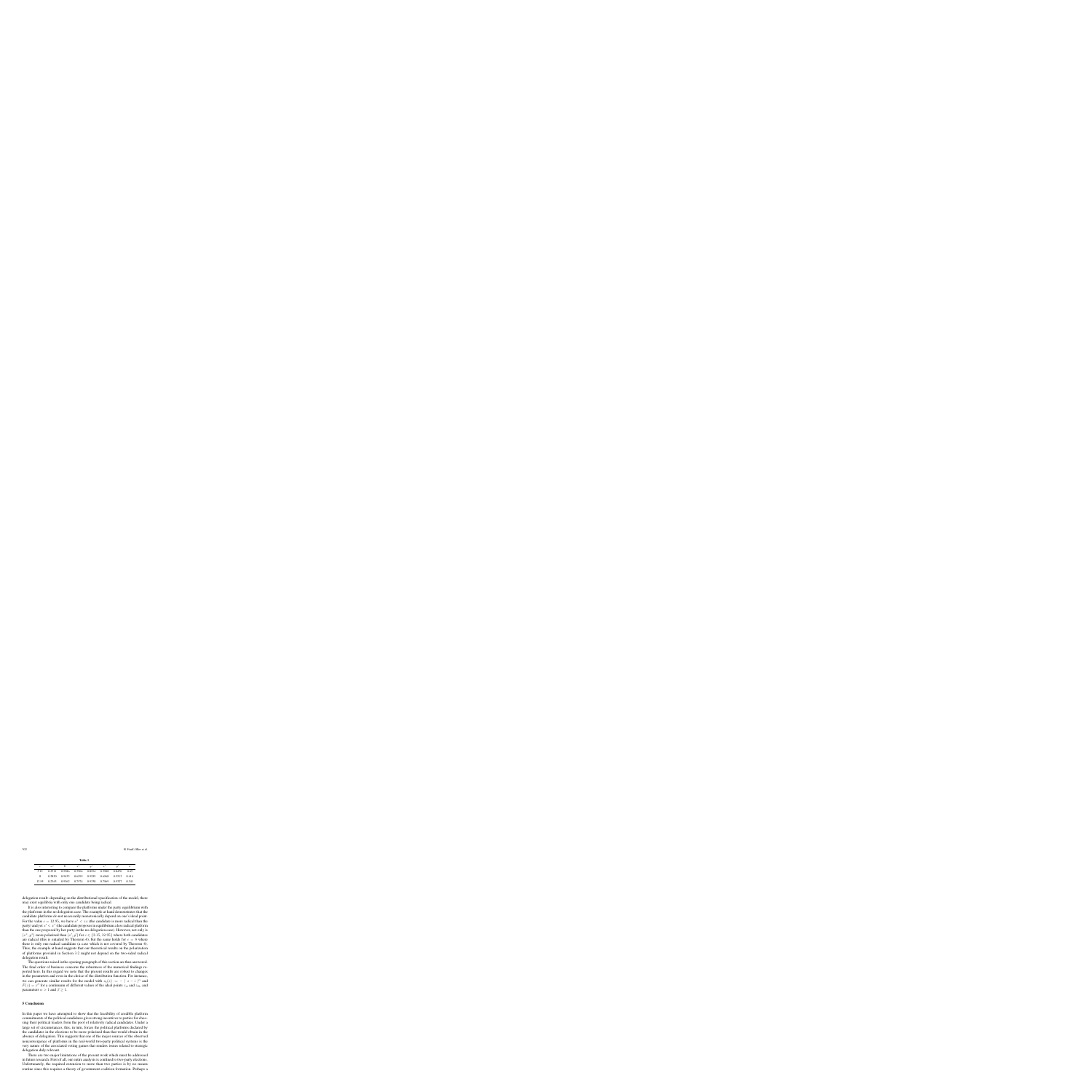**Table 1**

| $c$ | $\alpha^*$ | $b^*$ | $x^*$ | $y^*$ | $x'$ | $y'$ | $\pi$ |
|---|---|---|---|---|---|---|---|
| 3.15 | 0.3511 | 0.9984 | 0.7914 | 0.8994 | 0.3904 | 0.6279 | 0.45 |
| 8 | 0.2820 | 0.9437 | 0.6993 | 0.9299 | 0.6068 | 0.9213 | 0.414 |
| 12.95 | 0.2365 | 0.9562 | 0.7374 | 0.9338 | 0.7569 | 0.9327 | 0.341 |

delegation result: depending on the distributional specification of the model, there may exist equilibria with only one candidate being radical.

It is also interesting to compare the platforms under the party equilibrium with the platforms in the no delegation case. The example at hand demonstrates that the candidate platforms do not necessarily monotonically depend on one's ideal point. For the value $c = 12.95$, we have $\alpha^* < z_A$ (the candidate is more radical than the party) and yet $x' < x^*$ (the candidate proposes in equilibrium a less radical platform than the one proposed by her party in the no delegation case). However, not only is $[x^*, y^*]$ more polarized than $[x', y']$ for $c \in [3.15, 12.95]$ where both candidates are radical (this is entailed by Theorem 4), but the same holds for $c = 8$ where there is only one radical candidate (a case which is not covered by Theorem 4). Thus, the example at hand suggests that our theoretical results on the polarization of platforms provided in Section 3.2 might not depend on the two-sided radical delegation result.

The questions raised in the opening paragraph of this section are thus answered. The final order of business concerns the robustness of the numerical findings reported here. In this regard we note that the present results are robust to changes in the parameters and even in the choice of the distribution function. For instance, we can generate similar results for the model with $u_i(z) := -|z - i|^{\alpha}$ and $F(z) = z^{\beta}$ for a continuum of different values of the ideal points $z_A$ and $z_B$, and parameters $\alpha > 1$ and $\beta \geq 1$.

## 5 Conclusion

In this paper we have attempted to show that the feasibility of credible platform commitments of the political candidates gives strong incentives to parties for choosing their political leaders from the pool of relatively radical candidates. Under a large set of circumstances, this, in turn, forces the political platforms declared by the candidates in the elections to be more polarized than that would obtain in the absence of delegation. This suggests that one of the major sources of the observed nonconvergence of platforms in the real-world two-party political systems is the very nature of the associated voting games that renders issues related to strategic delegation duly relevant.

There are two major limitations of the present work which must be addressed in future research. First of all, our entire analysis is confined to two-party elections. Unfortunately, the required extension to more than two parties is by no means routine since this requires a theory of government coalition formation. Perhaps a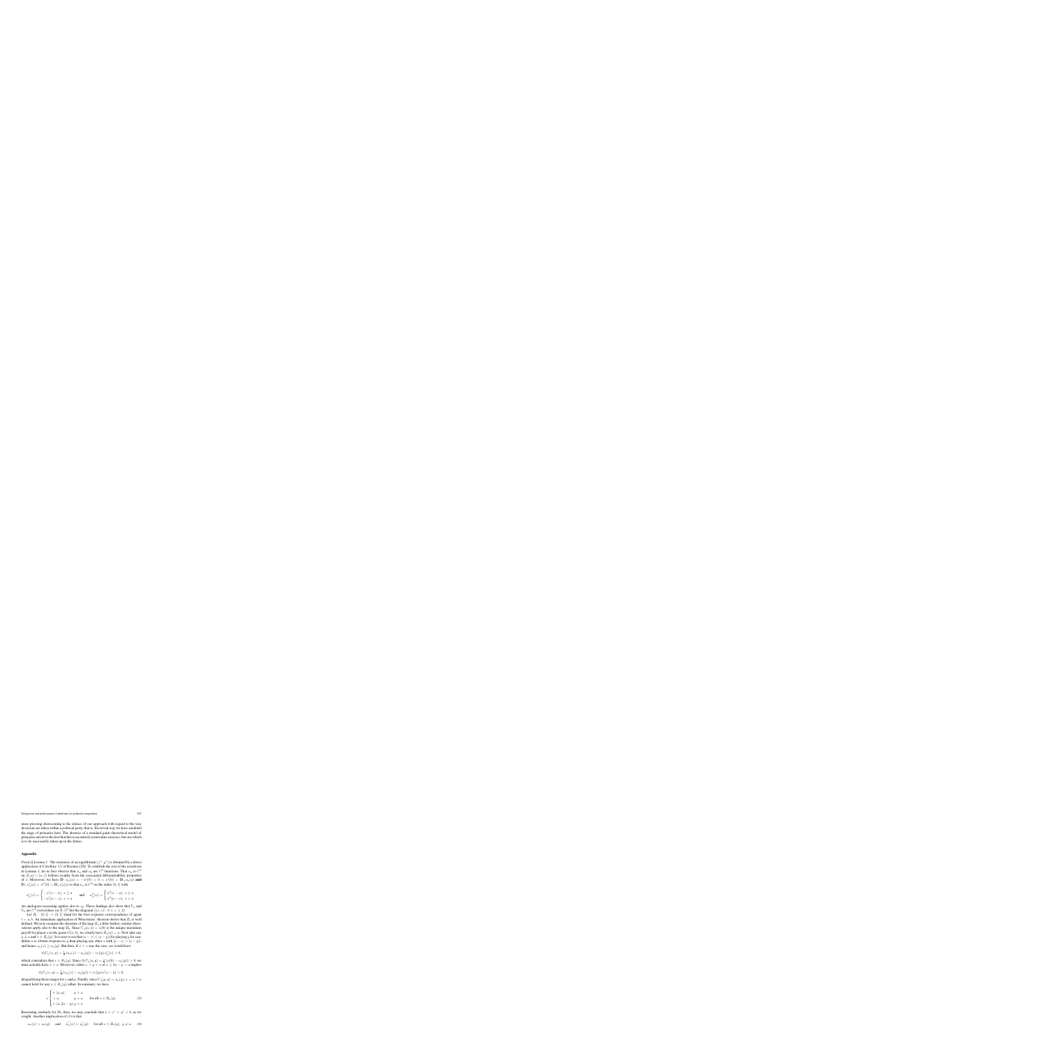more pressing shortcoming is the silence of our approach with regard to the way decisions are taken within a political party, that is, the trivial way we have modeled the stage of primaries here. The absence of a standard game theoretical model of primaries attests to the fact that this is an entirely nonroutine exercise, but one which is to be necessarily taken up in the future.

## Appendix

*Proof of Lemma 1.* The existence of an equilibrium $(x^*, y^*)$ is obtained by a direct application of Corollary 3.1 of Reomer [20]. To establish the rest of the assertions in Lemma 1, let us first observe that $u_a$ and $u_b$ are $C^2$ functions. That $u_a$ is $C^2$ on $[0, a) \cup (a, 1]$ follows readily from the associated differentiability properties of $\psi$. Moreover, we have $\mathbf{D}_- u_a(a) = -\psi'(0) = 0 = \psi'(0) = \mathbf{D}_+ u_a(a)$ and $\mathbf{D}_- u_a'(a) = \psi''(0) = \mathbf{D}_+ u_a'(a)$ so that $u_a$ is $C^2$ on the entire $[0, 1]$ with

$$u_a'(x) = \begin{cases} \psi'(x-a), & x \geq a \\ -\psi'(a-x), & x < a \end{cases} \quad \text{and} \quad u_a''(x) = \begin{cases} \psi''(x-a), & x \geq a \\ \psi''(a-x), & x < a \end{cases}$$

An analogous reasoning applies also to $u_b$. These findings also show that $U_a$ and $U_b$ are $C^2$ everywhere on $[0, 1]^2$ but the diagonal $\{(x, x) : 0 \leq x \leq 1\}$.

Let $B_t : [0, 1] \to [0, 1]$ stand for the best response correspondence of agent $t = a, b$. An immediate application of Weierstrass' theorem shows that $B_t$ is well defined. We now examine the structure of the map $B_a$ a little further; similar observations apply also to the map $B_b$. Since $U_a(a, a) = \psi(0)$ is the unique maximum payoff for player $a$ in the game $G(a, b)$, we clearly have $B_a(a) = a$. Now take any $y \neq a$ and $x \in B_a(y)$. It is easy to see that $|a - x| \leq |a - y|$ (for playing $y$ for candidate $a$ is a better response to $y$ than playing any other $z$ with $|a - z| > |a - y|$), and hence $u_a(x) \geq u_a(y)$. But then, if $a > x$ was the case, we would have:

$$\partial_1 U_a(x, y) = \frac{1}{2}(u_a(x) - u_a(y)) - (x|y)u_a'(x) > 0,$$

which contradicts that $x \in B_a(y)$. Since $\partial_1 U_a(a, y) = \frac{1}{2}(\psi(0) - u_a(y)) > 0$, we must actually have $x > a$. Moreover, either $x > y > a$ or $x \geq 2a - y > a$ implies

$$\partial_1 U_a(x, y) = \frac{1}{2}(u_a(x) - u_a(y)) + (x|y)u'(x - a) < 0,$$

disqualifying these ranges for $x$ and $y$. Finally, since $U_a(y, y) = u_a(y)$, $x = y > a$ cannot hold for any $x \in B_a(y)$ either. In summary, we have:

$$x \begin{cases} \in (a, y) & y > a \\ = a, & y = a \\ \in (a, 2a - y) & y < a \end{cases} \quad \text{for all } x \in B_a(y). \tag{3}$$

Reasoning similarly for $B_b$, then, we may conclude that $a < x^* < y^* < b$, as we sought. Another implication of (3) is that

$$u_a(x) > u_a(y) \quad \text{and} \quad u_a'(x) > u_a'(y) \quad \text{for all } x \in B_a(y), \ y \neq a \tag{4}$$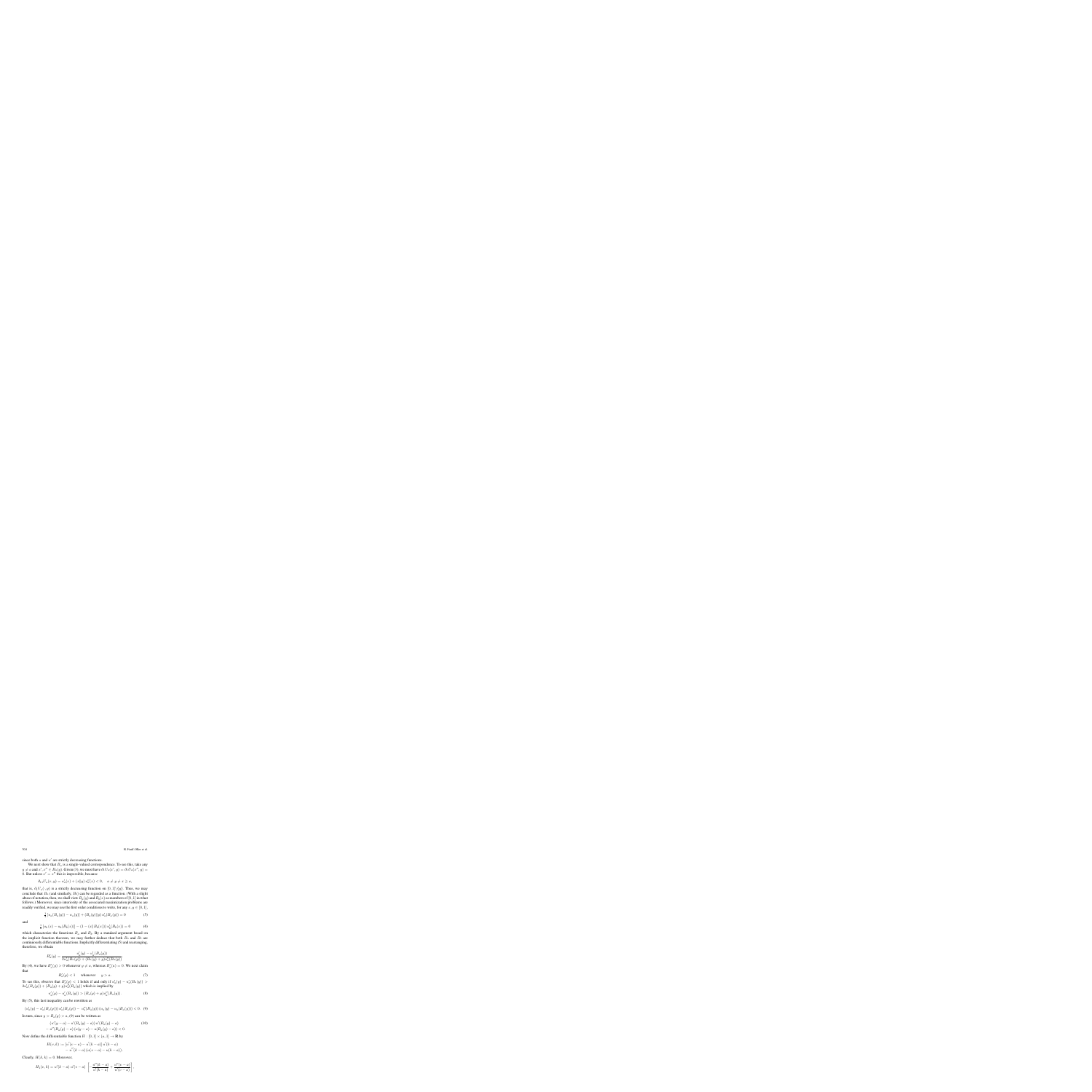since both $u$ and $u'$ are strictly decreasing functions.

We next show that $B_s$ is a single-valued correspondence. To see this, take any $y \neq a$ and $x', x'' \in B_s(y)$. Given (3), we must have $\partial_1 U_s(x', y) = \partial_1 U_s(x'', y) = 0$. But unless $x' = x''$ this is impossible, because

$$\partial_{1,1} U_s(x, y) = u_s''(x) + (x|y)\, u_b''(x) < 0, \quad a \neq y \neq x \geq a,$$

that is, $\partial_1 U_s(\cdot, y)$ is a strictly decreasing function on $[0, 1] \setminus \{y\}$. Thus, we may conclude that $B_s$ (and similarly, $B_b$) can be regarded as a function. (With a slight abuse of notation, then, we shall view $B_s(y)$ and $B_b(x)$ as members of $[0, 1]$ in what follows.) Moreover, since interiority of the associated maximization problems are readily verified, we may use the first order conditions to write, for any $x, y \in [0, 1]$,

$$\tfrac{1}{2}\left[u_s(B_s(y)) - u_s(y)\right] + (B_s(y)|y)\, u_b'(B_s(y)) = 0 \tag{5}$$

and

$$\tfrac{1}{2}\left[u_b(x) - u_b(B_b(x))\right] - (1 - (x|B_b(x)))\, u_b'(B_b(x)) = 0 \tag{6}$$

which characterize the functions $B_s$ and $B_b$. By a standard argument based on the implicit function theorem, we may further deduce that both $B_s$ and $B_b$ are continuously differentiable functions. Implicitly differentiating (5) and rearranging, therefore, we obtain

$$B_s'(y) = \frac{u_s'(y) - u_b'(B_s(y))}{2u_b'(B_s(y)) + (B_s(y) + y)u_b''(B_s(y))}.$$

By (4), we have $B_s'(y) > 0$ whenever $y \neq a$, whereas $B_s'(a) = 0$. We next claim that

$$B_s'(y) < 1 \quad \text{whenever} \quad y > a. \tag{7}$$

To see this, observe that $B_s'(y) < 1$ holds if and only if $u_s'(y) - u_b'(B_s(y)) > 2u_b'(B_s(y)) + (B_s(y) + y)u_b''(B_s(y))$, which is implied by

$$u_s'(y) - u_s'(B_s(y)) > (B_s(y) + y)u_b''(B_s(y)). \tag{8}$$

By (5), this last inequality can be rewritten as

$$(u_s'(y) - u_s'(B_s(y)))u_b'(B_s(y)) - u_b''(B_s(y))(u_s(y) - u_s(B_s(y))) < 0. \tag{9}$$

In turn, since $y > B_s(y) > a$, (9) can be written as

$$\begin{aligned}
&(u'(y - a) - u'(B_s(y) - a))u'(B_s(y) - a) \\
&\quad - u''(B_s(y) - a)(u(y - a) - u(B_s(y) - a)) < 0.
\end{aligned} \tag{10}$$

Now define the differentiable function $H : [0, 1] \times [a, 1] \to \mathbb{R}$ by

$$\begin{aligned}
H(z, k) := {}&[u'(z - a) - u'(k - a)]\, u'(k - a) \\
&- u''(k - a)(u(z - a) - u(k - a)).
\end{aligned}$$

Clearly, $H(k, k) = 0$. Moreover,

$$H_1(z, k) = u'(k - a)\, u'(z - a)\left[-\frac{u''(k - a)}{u'(k - a)} + \frac{u''(z - a)}{u'(z - a)}\right].$$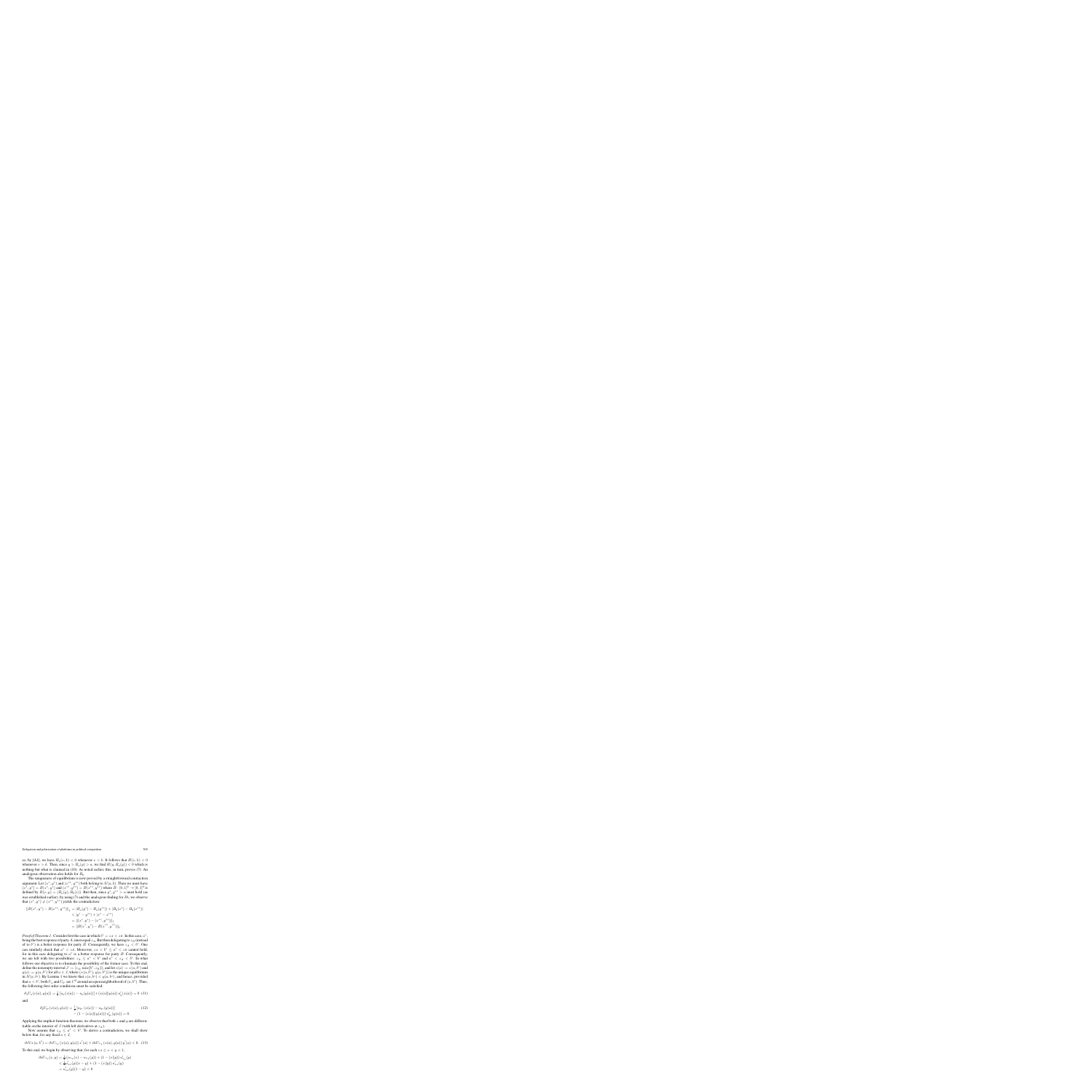so, by [A1], we have $H_1(v,k) < 0$ whenever $v > k$. It follows that $H(v,k) < 0$ whenever $v > k$. Then, since $y > B_a(y) > x$, we find $H(y, B_a(y)) < 0$ which is nothing but what is claimed in (10). As noted earlier, this, in turn, proves (7). An analogous observation also holds for $B_b$.

The uniqueness of equilibrium is now proved by a straightforward contraction argument. Let $(x', y')$ and $(x'', y'')$ both belong to $N(a, b)$. Then we must have $(x', y') = B(x', y')$ and $(x'', y'') = B(x'', y'')$ where $B : [0,1]^2 \to [0,1]^2$ is defined by $B(x, y) := (B_a(y), B_b(x))$. But then, since $y', y'' > x$ must hold (as was established earlier), by using (7) and the analogous finding for $B_b$, we observe that $(x', y') \neq (x'', y'')$ yields the contradiction:

$$\begin{aligned}\|B(x', y') - B(x'', y'')\|_1 &= |B_a(y') - B_a(y'')| + |B_b(x') - B_b(x'')| \\ &< |y' - y''| + |x' - x''| \\ &= \|(x', y') - (x'', y'')\|_1 \\ &= \|B(x', y') - B(x'', y'')\|_1\end{aligned}$$

*Proof of Theorem 1.* Consider first the case in which $b^* = z_A < z_B$. In this case, $a^*$, being the best response of party $A$, must equal $z_A$. But then delegating to $z_B$ (instead of to $b^*$) is a better response for party $B$. Consequently, we have $z_A < b^*$. One can similarly check that $a^* < z_B$. Moreover, $z_A < b^* \leq a^* < z_B$ cannot hold, for in this case delegating to $a^*$ is a better response for party $B$. Consequently, we are left with two possibilities: $z_A \leq a^* < b^*$ and $a^* < z_A < b^*$. In what follows our objective is to eliminate the possibility of the former case. To this end, define the nonempty interval $I := [z_A, \min\{b^*, z_B\}]$, and let $x(a) := x(a, b^*)$ and $y(a) := y(a, b^*)$ for all $a \in I$, where $(x(a, b^*), y(a, b^*))$ is the unique equilibrium in $N(a, b^*)$. By Lemma 1 we know that $x(a, b^*) < y(a, b^*)$, and hence, provided that $a < b^*$, both $U_a$ and $U_{b^*}$ are $C^2$ around an open neighborhood of $(a, b^*)$. Thus, the following first-order conditions must be satisfied:

$$\partial_1 U_a(x(a), y(a)) = \frac{1}{2}\left[u_a(x(a)) - u_a(y(a))\right] + (x(a)|y(a))\, u_a'(x(a)) = 0 \quad (11)$$

and

$$\begin{aligned}\partial_2 U_{b^*}(x(a), y(a)) = \frac{1}{2}\left[u_{b^*}(x(a)) - u_{b^*}(y(a))\right] \\ + (1 - (x(a)|y(a)))\, u_{b^*}'(y(a)) = 0\end{aligned} \quad (12)$$

Applying the implicit function theorem, we observe that both $x$ and $y$ are differentiable on the interior of $I$ (with left derivatives at $z_A$).

Now assume that $z_A \leq a^* < b^*$. To derive a contradiction, we shall show below that, for any fixed $a \in I$,

$$\partial \mathcal{U}_A(a, b^*) = \partial_1 U_{z_A}(x(a), y(a))\, x'(a) + \partial_2 U_{z_A}(x(a), y(a))\, y'(a) < 0. \quad (13)$$

To this end, we begin by observing that, for each $z_A \leq x < y \leq 1$,

$$\begin{aligned}\partial_2 U_{z_A}(x, y) &= \tfrac{1}{2}(u_{z_A}(x) - u_{z_A}(y)) + (1 - (x|y))\, u_{z_A}'(y) \\ &< \tfrac{1}{2} u_{z_A}'(y)(x - y) + (1 - (x|y))\, u_{z_A}'(y) \\ &= u_{z_A}'(y)(1 - y) < 0\end{aligned}$$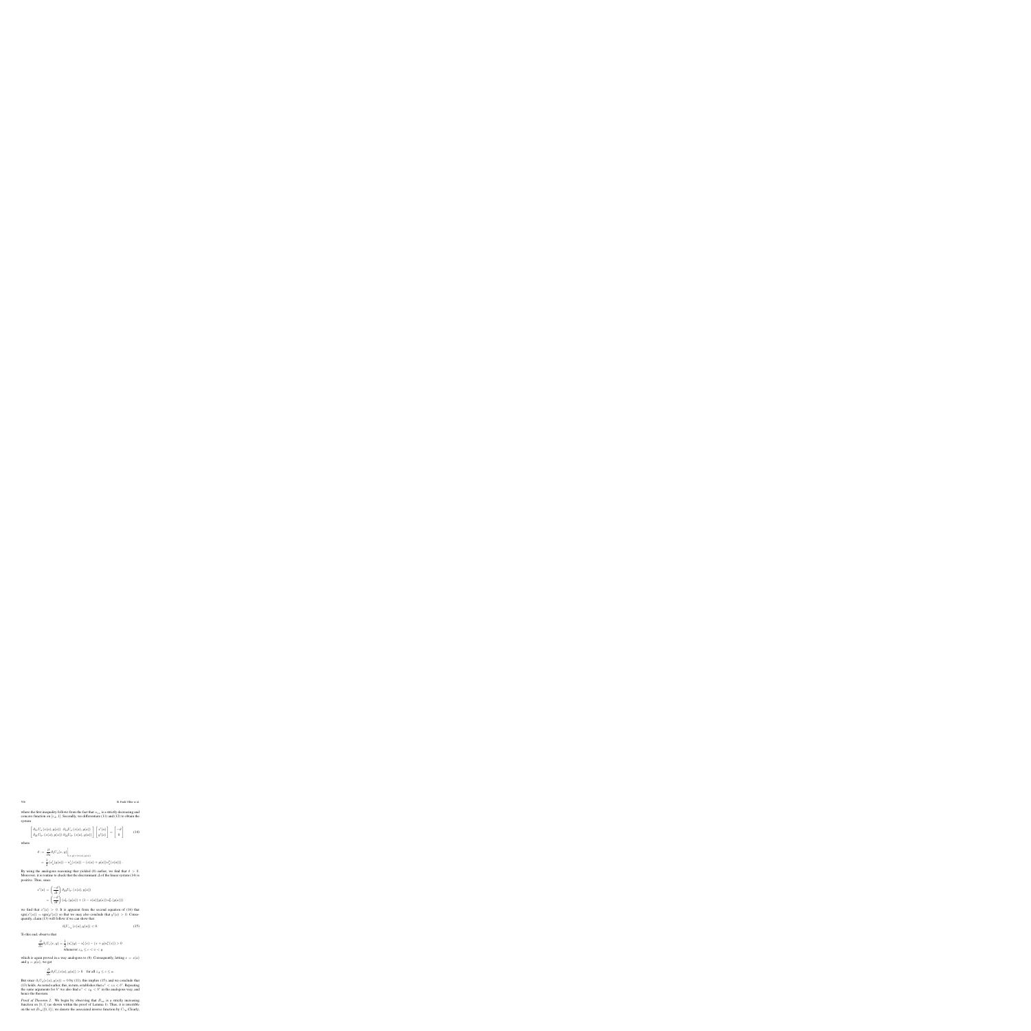where the first inequality follows from the fact that $u_{c,i}$ is a strictly decreasing and concave function on $[z_s, 1]$. Secondly, we differentiate (11) and (12) to obtain the system

$$\begin{bmatrix} \partial_{11} U_{z_s}(x(a), y(a)) & \partial_{12} U_{z_s}(x(a), y(a)) \\ \partial_{21} U_{b^*}(x(a), y(a)) & \partial_{22} U_{b^*}(x(a), y(a)) \end{bmatrix} \begin{bmatrix} x'(a) \\ y'(a) \end{bmatrix} = \begin{bmatrix} -\vartheta \\ 0 \end{bmatrix} \tag{14}$$

where

$$\begin{aligned} \vartheta &:= \frac{\partial}{\partial z} \partial_1 U_z(x, y) \Big|_{z=a, (x,y)=(x(a), y(a))} \\ &= \frac{1}{2} (u_e'(y(a)) - u_e'(x(a)) - (x(a) + y(a)) u_e''(x(a))) . \end{aligned}$$

By using the analogous reasoning that yielded (8) earlier, we find that $\vartheta > 0$. Moreover, it is routine to check that the determinant $\Delta$ of the linear system (14) is positive. Thus, since

$$\begin{aligned} x'(a) &= \left( \frac{-\vartheta}{\Delta} \right) \partial_{22} U_{b^*}(x(a), y(a)) \\ &= \left( \frac{-\vartheta}{\Delta} \right) (u_{b^*}'(y(a)) + (1 - x(a)) y(a)) u_{b^*}''(y(a))) \end{aligned}$$

we find that $x'(a) > 0$. It is apparent from the second equation of (14) that $\text{sgn}(x'(a)) = \text{sgn}(y'(a))$ so that we may also conclude that $y'(a) > 0$. Consequently, claim (13) will follow if we can show that

$$\partial_1 U_{z_A}(x(a), y(a)) < 0. \tag{15}$$

To this end, observe that

$$\begin{aligned} \frac{\partial}{\partial z} \partial_1 U_z(x, y) = \frac{1}{2} (u_z'(y) - u_z'(x) - (x + y) u_z''(x)) > 0 \\ \text{whenever } z_A \le z < x < y \end{aligned}$$

which is again proved in a way analogous to (8). Consequently, letting $x = x(a)$ and $y = y(a)$, we get

$$\frac{d}{dz} \partial_1 U_z(x(a), y(a)) > 0 \quad \text{for all } z_A \le z \le a.$$

But since $\partial_1 U_a(x(a), y(a)) = 0$ by (11), this implies (15), and we conclude that (13) holds. As noted earlier, this, in turn, establishes that $a^* < z_S < b^*$. Repeating the same arguments for $b^*$ we also find $a^* < z_E < b^*$ in the analogous way, and hence the theorem.

*Proof of Theorem 2.* We begin by observing that $B_{z_0}$ is a strictly increasing function on $[0, 1]$ (as shown within the proof of Lemma 1). Thus, it is invertible on the set $B_{z_0}([0, 1])$; we denote the associated inverse function by $C_{z_0}$. Clearly,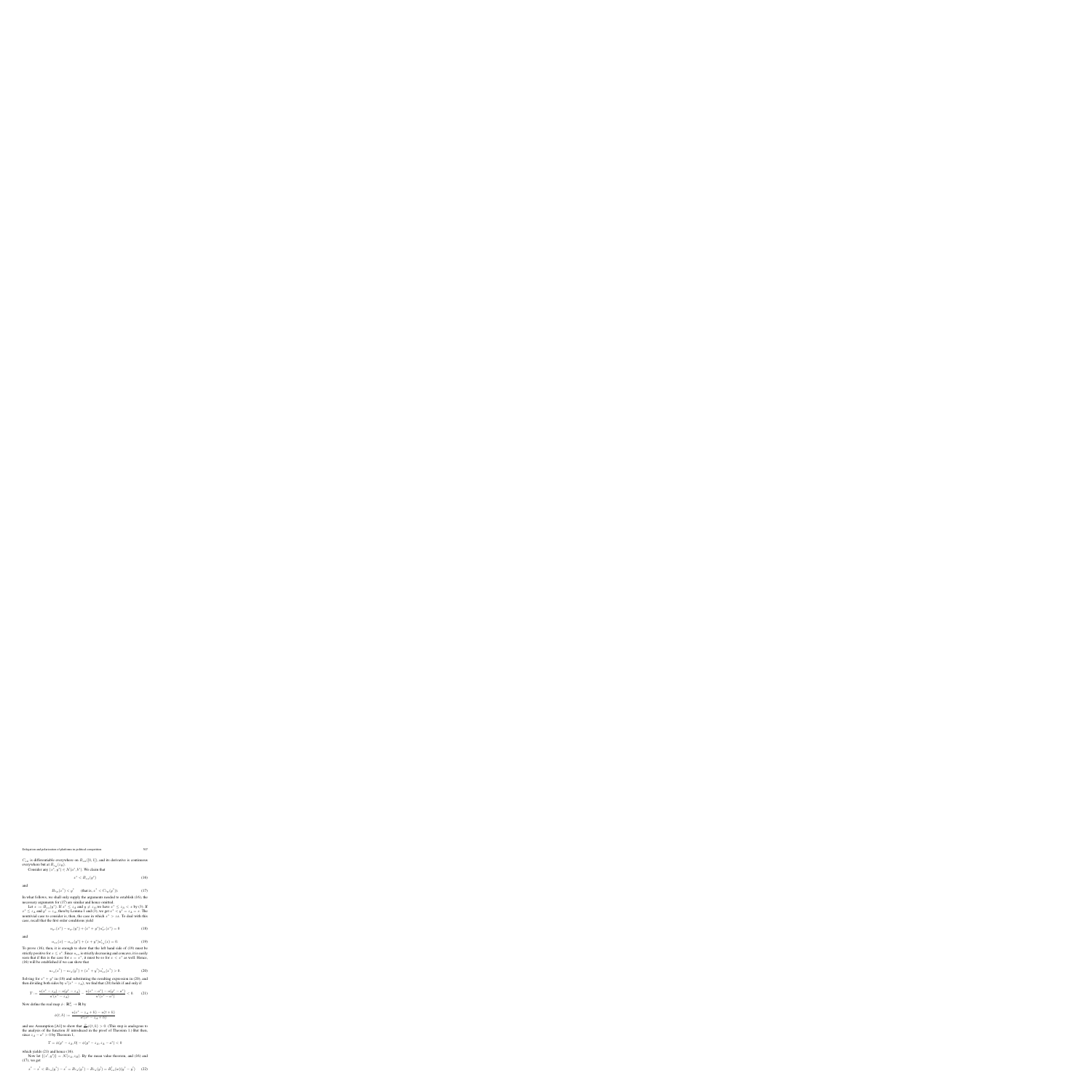$C_{i,\theta}$ is differentiable everywhere on $B_{i,\theta}([0,1])$, and its derivative is continuous everywhere but at $B_{i,\theta}(z_{\theta})$.

Consider any $(x^*, y^*) \in N(a^*, b^*)$. We claim that

$$x^* < B_{i,\theta}(y^*) \tag{16}$$

and

$$B_{i,\theta}(x^*) < y^* \quad \text{(that is, } x^* < C_{i,\theta}(y^*)\text{).} \tag{17}$$

In what follows, we shall only supply the arguments needed to establish (16), the necessary arguments for (17) are similar and hence omitted.

Let $x := B_{i,\theta}(y^*)$. If $x^* \leq z_{\theta}$ and $y \neq z_{\theta}$ we have $x^* \leq z_{\theta} < x$ by (3). If $x^* \leq z_{\theta}$ and $y^* = z_{\theta}$, then by Lemma 1 and (3), we get $x^* < y^* = z_{\theta} = x$. The nontrivial case to consider is, then, the case in which $x^* > z_{\theta}$. To deal with this case, recall that the first order conditions yield

$$u_{a^*}(x^*) - u_{a^*}(y^*) + (x^* + y^*)u'_{a^*}(x^*) = 0 \tag{18}$$

and

$$u_{i,\theta}(x) - u_{i,\theta}(y^*) + (x + y^*)u'_{i,\theta}(x) = 0. \tag{19}$$

To prove (16), then, it is enough to show that the left hand side of (19) must be strictly positive for $z \leq x^*$. Since $u_{i,\theta}$ is strictly decreasing and concave, it is easily seen that if this is the case for $z = x^*$, it must be so for $z < x^*$ as well. Hence, (16) will be established if we can show that

$$u_{i,\theta}(x^*) - u_{i,\theta}(y^*) + (x^* + y^*)u'_{i,\theta}(x^*) > 0. \tag{20}$$

Solving for $x^* + y^*$ in (18) and substituting the resulting expression in (20), and then dividing both sides by $u'(x^* - z_{\theta})$, we find that (20) holds if and only if

$$T := \frac{u(x^* - z_{\theta}) - u(y^* - z_{\theta})}{u'(x^* - z_{\theta})} - \frac{u(x^* - a^*) - u(y^* - a^*)}{u'(x^* - a^*)} < 0. \tag{21}$$

Now define the real map $\phi : \mathbf{R}^2_+ \to \mathbf{R}$ by

$$\phi(t, h) := \frac{u(x^* - z_{\theta} + h) - u(t + h)}{u'(x^* - z_{\theta} + h)}$$

and use Assumption [A1] to show that $\frac{\partial}{\partial h}\phi(t, h) > 0$. (This step is analogous to the analysis of the function $H$ introduced in the proof of Theorem 1.) But then, since $z_{\theta} - a^* > 0$ by Theorem 1,

$$T = \phi(y^* - z_{\theta}, 0) - \phi(y^* - z_{\theta}, z_{\theta} - a^*) < 0$$

which yields (21) and hence (16).

Now let $\{(x', y')\} = N(z_{\theta}, z_{\theta})$. By the mean value theorem, and (16) and (17), we get

$$x' - x^* < B_{i,\theta}(y') - x^* = B_{i,\theta}(y') - B_{i,\theta}(y^*) = B'_{i,\theta}(w)(y' - y^*) \tag{22}$$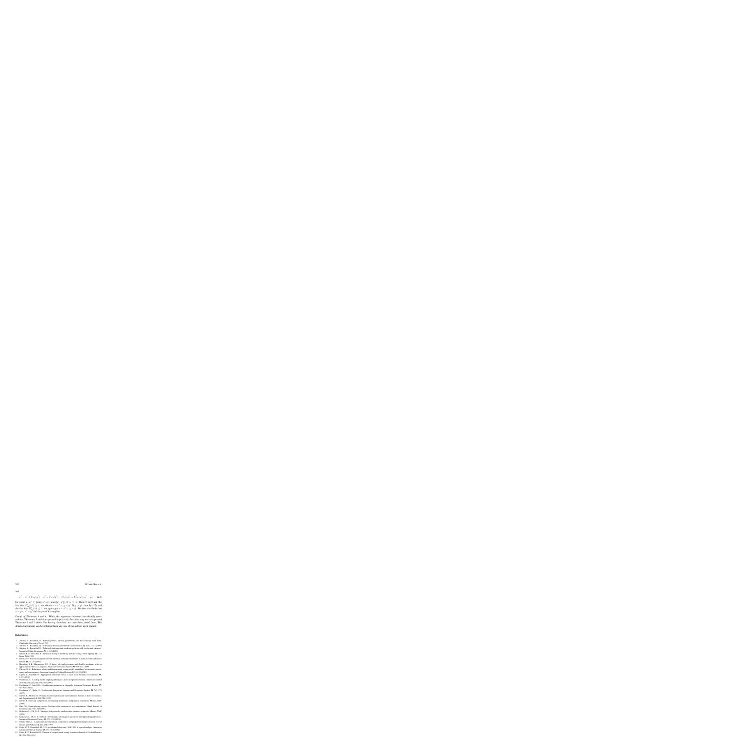and

$$z^1 - z^t < C_{\sigma_R}(y^1) - z^t = C_{\sigma_R}(y^1) - C_{\sigma_R}(y^t) = C'_{\sigma_R}(w')(y^1 - y^t) \quad (23)$$

for some $w, w' \in [\min\{y^1, y^t\}, \max\{y^1, y^t\}]$. If $y \leq y^t$, then by (23) and the fact that $C'_{\sigma_R}(w') \geq 1$, we obtain $z - z^t < y - y^t$. If $y > y^t$, then by (22) and the fact that $B'_{\sigma_R}(w) \leq 1$, we again get $z - z^t < y - y^t$. We thus conclude that $z - y < z^t - y^t$ and the proof is complete.

*Proofs of Theorems 3 and 4.* While the arguments become considerably more tedious, Theorems 3 and 4 are proved in precisely the same way we have proved Theorems 1 and 2 above. For brevity, therefore, we omit these proofs here. The detailed arguments can be obtained from any one of the authors upon request.

## References

1. Alesina, A., Rosenthal, H.: Partisan politics, divided government, and the economy. New York: Cambridge University Press 1995
2. Alesina, A., Rosenthal, H.: A theory of divided government. Econometrica **64**, 1311–1343 (1996)
3. Alesina, A., Rosenthal, H.: Polarized platforms and moderate policies with checks and balances. Journal of Public Economics **75**, 1–20 (2000)
4. Barlow R. E., Proschan, F.: Statistical theory of reliability and life testing. Silver Spring (MD): To Begin With 1981
5. Baron D. P.: Electoral competition with informed and uninformed voter. American Political Science Review **88**, 33–47 (1994)
6. Bernhardt, D.R., Harrington, J. E.: A theory of rigid extremists and flexible moderates with an application to the U.S. Congress. American Economic Review **99**, 603–620 (2003)
7. Calvert, R. L.: Robustness of the multidimensional voting model: candidates' motivations, uncertainty and convergence. American Journal of Political Science **29**, 69–95 (1985)
8. Caplin, A., Nalebuff, B.: Aggregation and social choice: a mean voter theorem. Econometrica **59**, 1–23 (1991)
9. Feddersen, T.: A voting model implying Duverger's Law and positive turnout. American Journal of Political Science **36**, 938–962 (1992)
10. Fershtman, C., Judd, K.L.: Equilibrium incentives in oligopoly. American Economic Review **77**, 927–940 (1987)
11. Fershtman, C., Kalai, E.: Unobserved delegation. International Economic Review **38**, 763–774 (1997)
12. Gerber, E., Morton, R.: Primary election systems and representation. Journal of Law, Economics, and Organization **14**, 304–324 (1998)
13. Glenn, P.: Electoral competition, moderating institutions and political extremism. Mimeo, UBC (1999)
14. Katz, M.: Game-playing agents: Unobservable contracts as precommitments. Rand Journal of Economics **22**, 307–328 (1991)
15. Koçkesen, L., Ok, E. A.: Strategic delegation by unobservable incentive contracts. Mimeo, NYU (1999)
16. Koçkesen, L., Ok, E. A., Sethi, R.: The strategic advantage of negatively interdependent preferences. Journal of Economic Theory **92**, 274–299 (2000)
17. Ortuño Ortin, I.: A spatial model of political competition and proportional representation. Social Choice and Welfare **14**, 427–438 (1997)
18. Poole, K. T., Rosenthal, H.: U.S. presidential elections 1968-1980: A spatial analysis. American Journal of Political Science **28**, 357–384 (1984)
19. Poole, K. T., Rosenthal, H.: Patterns of congressional voting. American Journal of Political Science **35**, 228–278 (1991)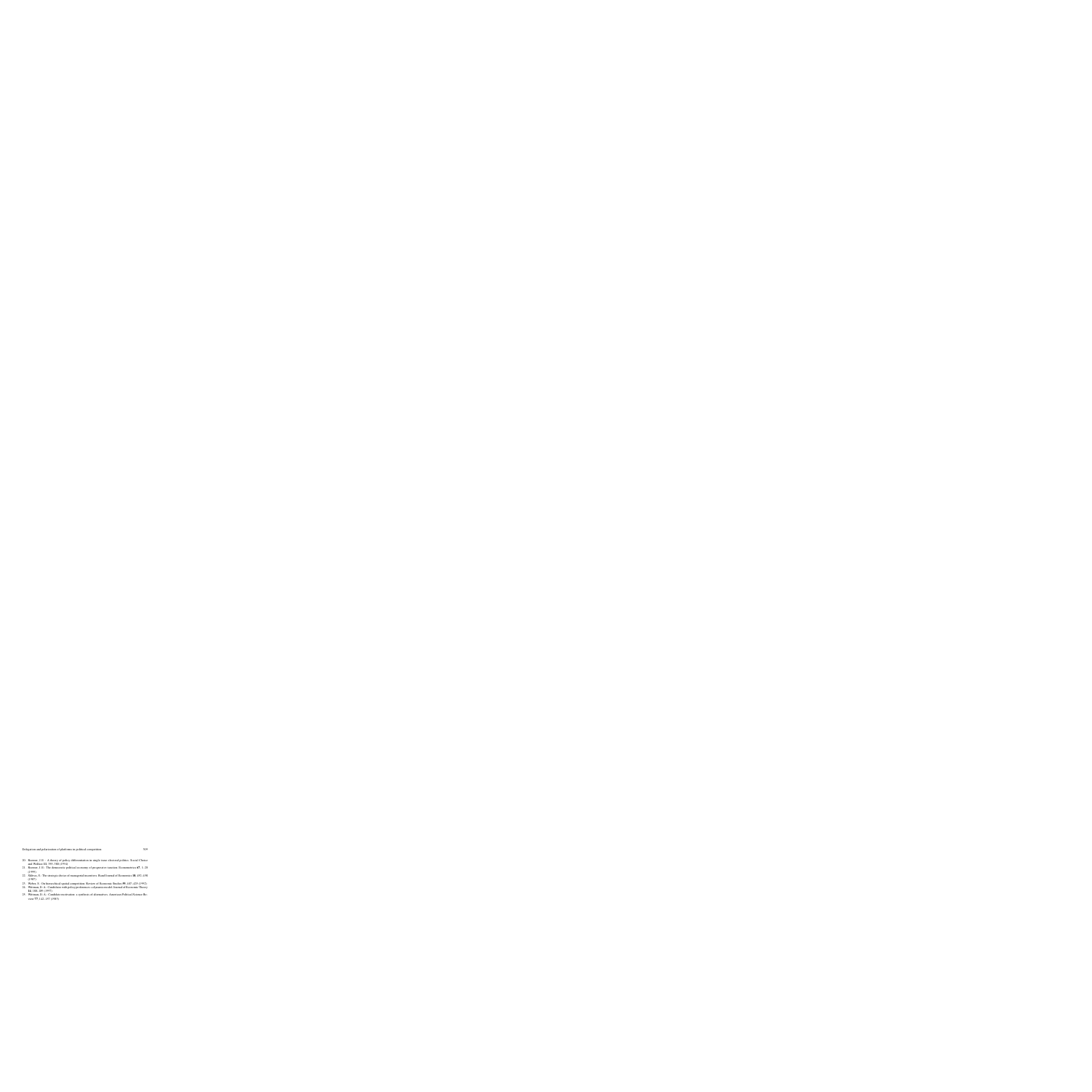20. Roemer, J.E.: A theory of policy differentiation in single issue electoral politics. Social Choice and Welfare **11**, 355–380 (1994)
21. Roemer, J. E.: The democratic political economy of progressive taxation. Econometrica **67**, 1–20 (1999)
22. Sklivas, S.: The strategic choice of managerial incentives. Rand Journal of Economics **18**, 452–458 (1987)
23. Weber, S.: On hierarchical spatial competition. Review of Economic Studies **59**, 407–425 (1992)
24. Wittman, D. A.: Candidates with policy preferences: a dynamic model. Journal of Economic Theory **14**, 180–189 (1977)
25. Wittman, D. A.: Candidate motivation: a synthesis of alternatives. American Political Science Review **77**, 142–157 (1983)